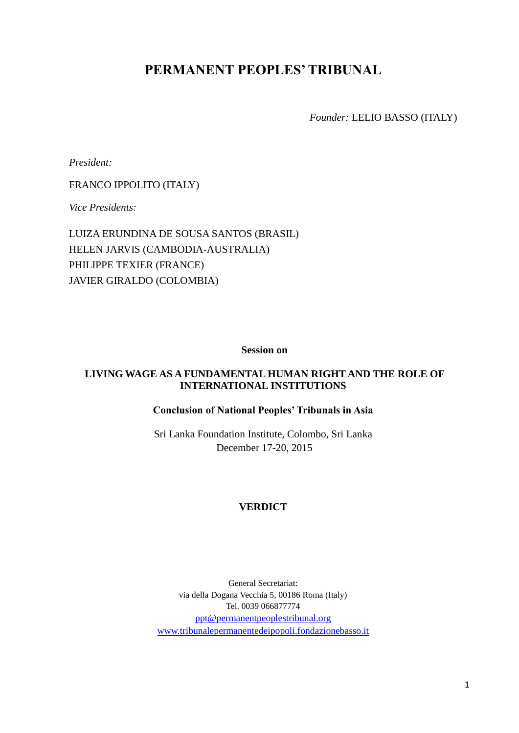# PERMANENT PEOPLES' TRIBUNAL

*Founder:* LELIO BASSO (ITALY)

*President:*

FRANCO IPPOLITO (ITALY)

*Vice Presidents:*

LUIZA ERUNDINA DE SOUSA SANTOS (BRASIL)
HELEN JARVIS (CAMBODIA-AUSTRALIA)
PHILIPPE TEXIER (FRANCE)
JAVIER GIRALDO (COLOMBIA)

**Session on**

## LIVING WAGE AS A FUNDAMENTAL HUMAN RIGHT AND THE ROLE OF INTERNATIONAL INSTITUTIONS

**Conclusion of National Peoples' Tribunals in Asia**

Sri Lanka Foundation Institute, Colombo, Sri Lanka
December 17-20, 2015

## VERDICT

General Secretariat:
via della Dogana Vecchia 5, 00186 Roma (Italy)
Tel. 0039 066877774
ppt@permanentpeoplestribunal.org
www.tribunalepermanentedeipopoli.fondazionebasso.it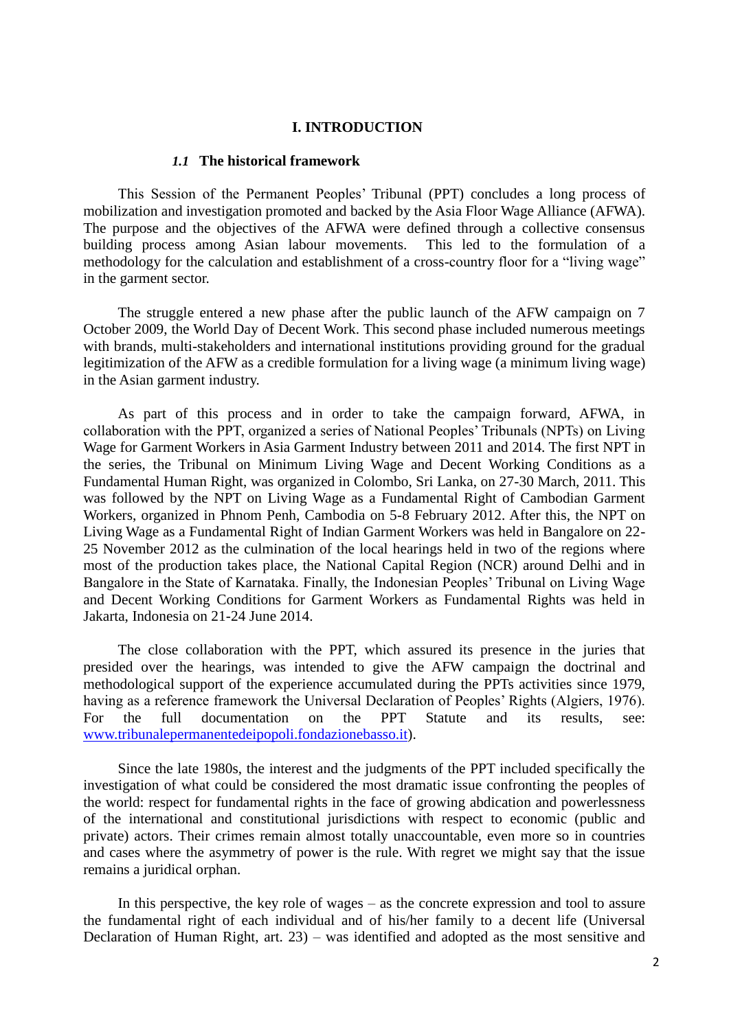# I. INTRODUCTION

## *1.1* The historical framework

This Session of the Permanent Peoples' Tribunal (PPT) concludes a long process of mobilization and investigation promoted and backed by the Asia Floor Wage Alliance (AFWA). The purpose and the objectives of the AFWA were defined through a collective consensus building process among Asian labour movements. This led to the formulation of a methodology for the calculation and establishment of a cross-country floor for a "living wage" in the garment sector.

The struggle entered a new phase after the public launch of the AFW campaign on 7 October 2009, the World Day of Decent Work. This second phase included numerous meetings with brands, multi-stakeholders and international institutions providing ground for the gradual legitimization of the AFW as a credible formulation for a living wage (a minimum living wage) in the Asian garment industry.

As part of this process and in order to take the campaign forward, AFWA, in collaboration with the PPT, organized a series of National Peoples' Tribunals (NPTs) on Living Wage for Garment Workers in Asia Garment Industry between 2011 and 2014. The first NPT in the series, the Tribunal on Minimum Living Wage and Decent Working Conditions as a Fundamental Human Right, was organized in Colombo, Sri Lanka, on 27-30 March, 2011. This was followed by the NPT on Living Wage as a Fundamental Right of Cambodian Garment Workers, organized in Phnom Penh, Cambodia on 5-8 February 2012. After this, the NPT on Living Wage as a Fundamental Right of Indian Garment Workers was held in Bangalore on 22-25 November 2012 as the culmination of the local hearings held in two of the regions where most of the production takes place, the National Capital Region (NCR) around Delhi and in Bangalore in the State of Karnataka. Finally, the Indonesian Peoples' Tribunal on Living Wage and Decent Working Conditions for Garment Workers as Fundamental Rights was held in Jakarta, Indonesia on 21-24 June 2014.

The close collaboration with the PPT, which assured its presence in the juries that presided over the hearings, was intended to give the AFW campaign the doctrinal and methodological support of the experience accumulated during the PPTs activities since 1979, having as a reference framework the Universal Declaration of Peoples' Rights (Algiers, 1976). For the full documentation on the PPT Statute and its results, see: [www.tribunalepermanentedeipopoli.fondazionebasso.it](http://www.tribunalepermanentedeipopoli.fondazionebasso.it)).

Since the late 1980s, the interest and the judgments of the PPT included specifically the investigation of what could be considered the most dramatic issue confronting the peoples of the world: respect for fundamental rights in the face of growing abdication and powerlessness of the international and constitutional jurisdictions with respect to economic (public and private) actors. Their crimes remain almost totally unaccountable, even more so in countries and cases where the asymmetry of power is the rule. With regret we might say that the issue remains a juridical orphan.

In this perspective, the key role of wages – as the concrete expression and tool to assure the fundamental right of each individual and of his/her family to a decent life (Universal Declaration of Human Right, art. 23) – was identified and adopted as the most sensitive and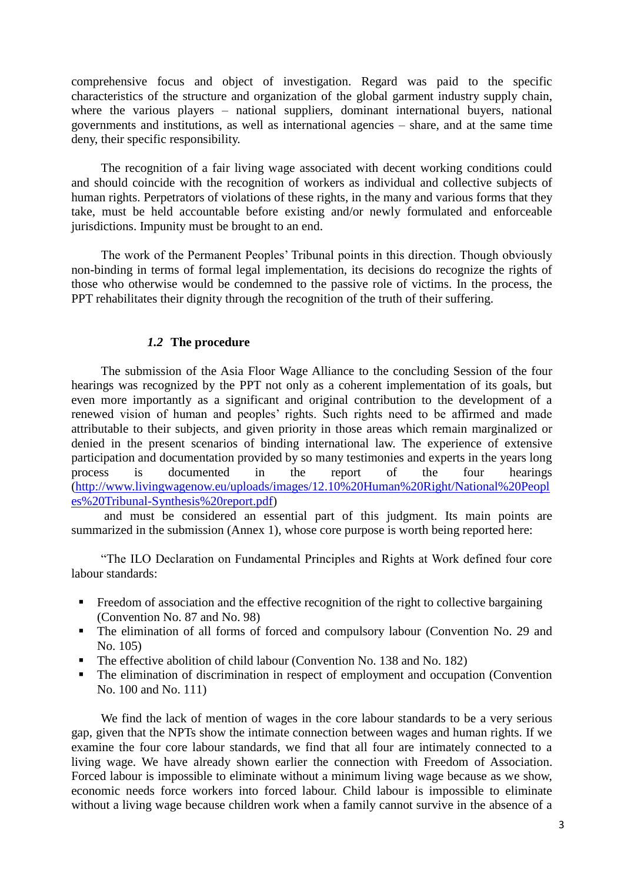comprehensive focus and object of investigation. Regard was paid to the specific characteristics of the structure and organization of the global garment industry supply chain, where the various players – national suppliers, dominant international buyers, national governments and institutions, as well as international agencies – share, and at the same time deny, their specific responsibility.

The recognition of a fair living wage associated with decent working conditions could and should coincide with the recognition of workers as individual and collective subjects of human rights. Perpetrators of violations of these rights, in the many and various forms that they take, must be held accountable before existing and/or newly formulated and enforceable jurisdictions. Impunity must be brought to an end.

The work of the Permanent Peoples' Tribunal points in this direction. Though obviously non-binding in terms of formal legal implementation, its decisions do recognize the rights of those who otherwise would be condemned to the passive role of victims. In the process, the PPT rehabilitates their dignity through the recognition of the truth of their suffering.

### *1.2* The procedure

The submission of the Asia Floor Wage Alliance to the concluding Session of the four hearings was recognized by the PPT not only as a coherent implementation of its goals, but even more importantly as a significant and original contribution to the development of a renewed vision of human and peoples' rights. Such rights need to be affirmed and made attributable to their subjects, and given priority in those areas which remain marginalized or denied in the present scenarios of binding international law. The experience of extensive participation and documentation provided by so many testimonies and experts in the years long process is documented in the report of the four hearings (http://www.livingwagenow.eu/uploads/images/12.10%20Human%20Right/National%20Peoples%20Tribunal-Synthesis%20report.pdf) and must be considered an essential part of this judgment. Its main points are summarized in the submission (Annex 1), whose core purpose is worth being reported here:

"The ILO Declaration on Fundamental Principles and Rights at Work defined four core labour standards:

- Freedom of association and the effective recognition of the right to collective bargaining (Convention No. 87 and No. 98)
- The elimination of all forms of forced and compulsory labour (Convention No. 29 and No. 105)
- The effective abolition of child labour (Convention No. 138 and No. 182)
- The elimination of discrimination in respect of employment and occupation (Convention No. 100 and No. 111)

We find the lack of mention of wages in the core labour standards to be a very serious gap, given that the NPTs show the intimate connection between wages and human rights. If we examine the four core labour standards, we find that all four are intimately connected to a living wage. We have already shown earlier the connection with Freedom of Association. Forced labour is impossible to eliminate without a minimum living wage because as we show, economic needs force workers into forced labour. Child labour is impossible to eliminate without a living wage because children work when a family cannot survive in the absence of a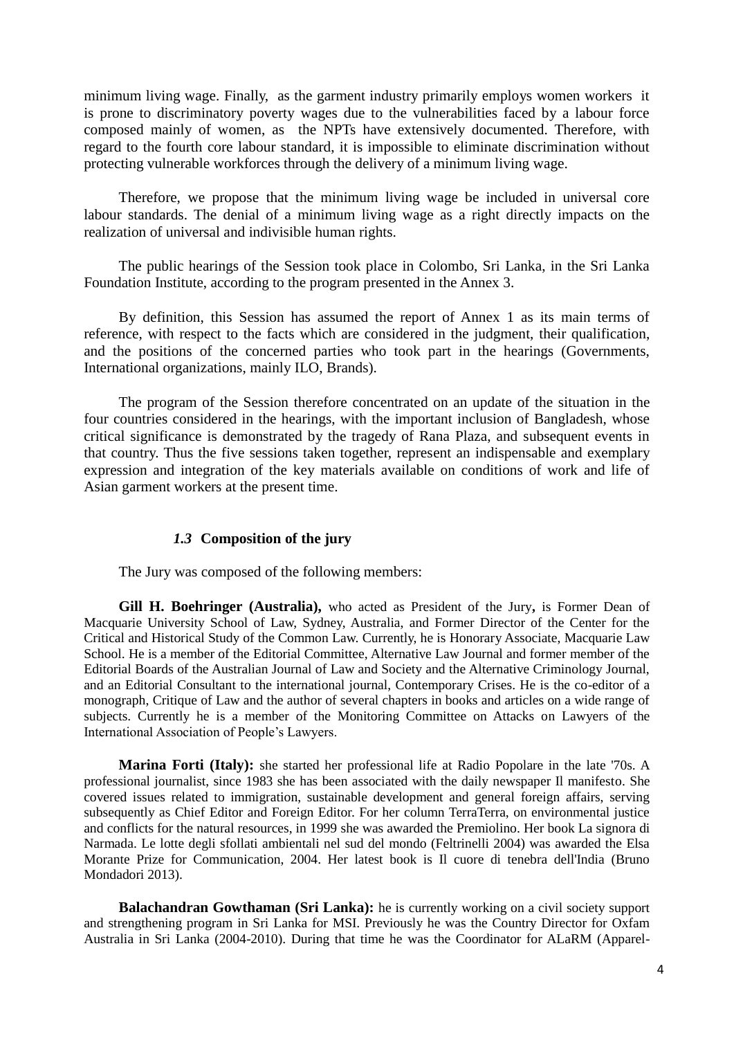minimum living wage. Finally, as the garment industry primarily employs women workers it is prone to discriminatory poverty wages due to the vulnerabilities faced by a labour force composed mainly of women, as the NPTs have extensively documented. Therefore, with regard to the fourth core labour standard, it is impossible to eliminate discrimination without protecting vulnerable workforces through the delivery of a minimum living wage.

Therefore, we propose that the minimum living wage be included in universal core labour standards. The denial of a minimum living wage as a right directly impacts on the realization of universal and indivisible human rights.

The public hearings of the Session took place in Colombo, Sri Lanka, in the Sri Lanka Foundation Institute, according to the program presented in the Annex 3.

By definition, this Session has assumed the report of Annex 1 as its main terms of reference, with respect to the facts which are considered in the judgment, their qualification, and the positions of the concerned parties who took part in the hearings (Governments, International organizations, mainly ILO, Brands).

The program of the Session therefore concentrated on an update of the situation in the four countries considered in the hearings, with the important inclusion of Bangladesh, whose critical significance is demonstrated by the tragedy of Rana Plaza, and subsequent events in that country. Thus the five sessions taken together, represent an indispensable and exemplary expression and integration of the key materials available on conditions of work and life of Asian garment workers at the present time.

### *1.3* Composition of the jury

The Jury was composed of the following members:

**Gill H. Boehringer (Australia),** who acted as President of the Jury**,** is Former Dean of Macquarie University School of Law, Sydney, Australia, and Former Director of the Center for the Critical and Historical Study of the Common Law. Currently, he is Honorary Associate, Macquarie Law School. He is a member of the Editorial Committee, Alternative Law Journal and former member of the Editorial Boards of the Australian Journal of Law and Society and the Alternative Criminology Journal, and an Editorial Consultant to the international journal, Contemporary Crises. He is the co-editor of a monograph, Critique of Law and the author of several chapters in books and articles on a wide range of subjects. Currently he is a member of the Monitoring Committee on Attacks on Lawyers of the International Association of People's Lawyers.

**Marina Forti (Italy):** she started her professional life at Radio Popolare in the late '70s. A professional journalist, since 1983 she has been associated with the daily newspaper Il manifesto. She covered issues related to immigration, sustainable development and general foreign affairs, serving subsequently as Chief Editor and Foreign Editor. For her column TerraTerra, on environmental justice and conflicts for the natural resources, in 1999 she was awarded the Premiolino. Her book La signora di Narmada. Le lotte degli sfollati ambientali nel sud del mondo (Feltrinelli 2004) was awarded the Elsa Morante Prize for Communication, 2004. Her latest book is Il cuore di tenebra dell'India (Bruno Mondadori 2013).

**Balachandran Gowthaman (Sri Lanka):** he is currently working on a civil society support and strengthening program in Sri Lanka for MSI. Previously he was the Country Director for Oxfam Australia in Sri Lanka (2004-2010). During that time he was the Coordinator for ALaRM (Apparel-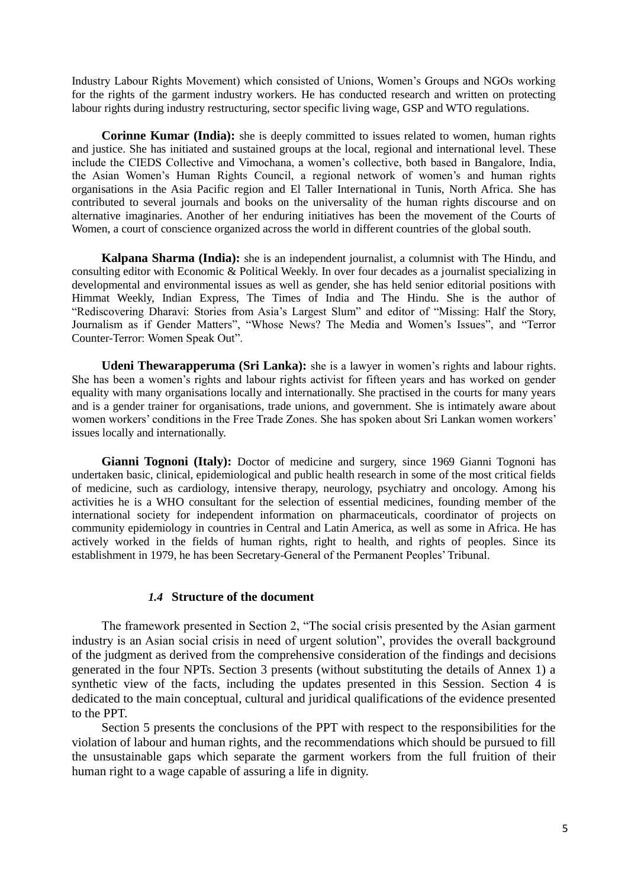Industry Labour Rights Movement) which consisted of Unions, Women's Groups and NGOs working for the rights of the garment industry workers. He has conducted research and written on protecting labour rights during industry restructuring, sector specific living wage, GSP and WTO regulations.

**Corinne Kumar (India):** she is deeply committed to issues related to women, human rights and justice. She has initiated and sustained groups at the local, regional and international level. These include the CIEDS Collective and Vimochana, a women's collective, both based in Bangalore, India, the Asian Women's Human Rights Council, a regional network of women's and human rights organisations in the Asia Pacific region and El Taller International in Tunis, North Africa. She has contributed to several journals and books on the universality of the human rights discourse and on alternative imaginaries. Another of her enduring initiatives has been the movement of the Courts of Women, a court of conscience organized across the world in different countries of the global south.

**Kalpana Sharma (India):** she is an independent journalist, a columnist with The Hindu, and consulting editor with Economic & Political Weekly. In over four decades as a journalist specializing in developmental and environmental issues as well as gender, she has held senior editorial positions with Himmat Weekly, Indian Express, The Times of India and The Hindu. She is the author of "Rediscovering Dharavi: Stories from Asia's Largest Slum" and editor of "Missing: Half the Story, Journalism as if Gender Matters", "Whose News? The Media and Women's Issues", and "Terror Counter-Terror: Women Speak Out".

**Udeni Thewarapperuma (Sri Lanka):** she is a lawyer in women's rights and labour rights. She has been a women's rights and labour rights activist for fifteen years and has worked on gender equality with many organisations locally and internationally. She practised in the courts for many years and is a gender trainer for organisations, trade unions, and government. She is intimately aware about women workers' conditions in the Free Trade Zones. She has spoken about Sri Lankan women workers' issues locally and internationally.

**Gianni Tognoni (Italy):** Doctor of medicine and surgery, since 1969 Gianni Tognoni has undertaken basic, clinical, epidemiological and public health research in some of the most critical fields of medicine, such as cardiology, intensive therapy, neurology, psychiatry and oncology. Among his activities he is a WHO consultant for the selection of essential medicines, founding member of the international society for independent information on pharmaceuticals, coordinator of projects on community epidemiology in countries in Central and Latin America, as well as some in Africa. He has actively worked in the fields of human rights, right to health, and rights of peoples. Since its establishment in 1979, he has been Secretary-General of the Permanent Peoples' Tribunal.

### *1.4* Structure of the document

The framework presented in Section 2, "The social crisis presented by the Asian garment industry is an Asian social crisis in need of urgent solution", provides the overall background of the judgment as derived from the comprehensive consideration of the findings and decisions generated in the four NPTs. Section 3 presents (without substituting the details of Annex 1) a synthetic view of the facts, including the updates presented in this Session. Section 4 is dedicated to the main conceptual, cultural and juridical qualifications of the evidence presented to the PPT.

Section 5 presents the conclusions of the PPT with respect to the responsibilities for the violation of labour and human rights, and the recommendations which should be pursued to fill the unsustainable gaps which separate the garment workers from the full fruition of their human right to a wage capable of assuring a life in dignity.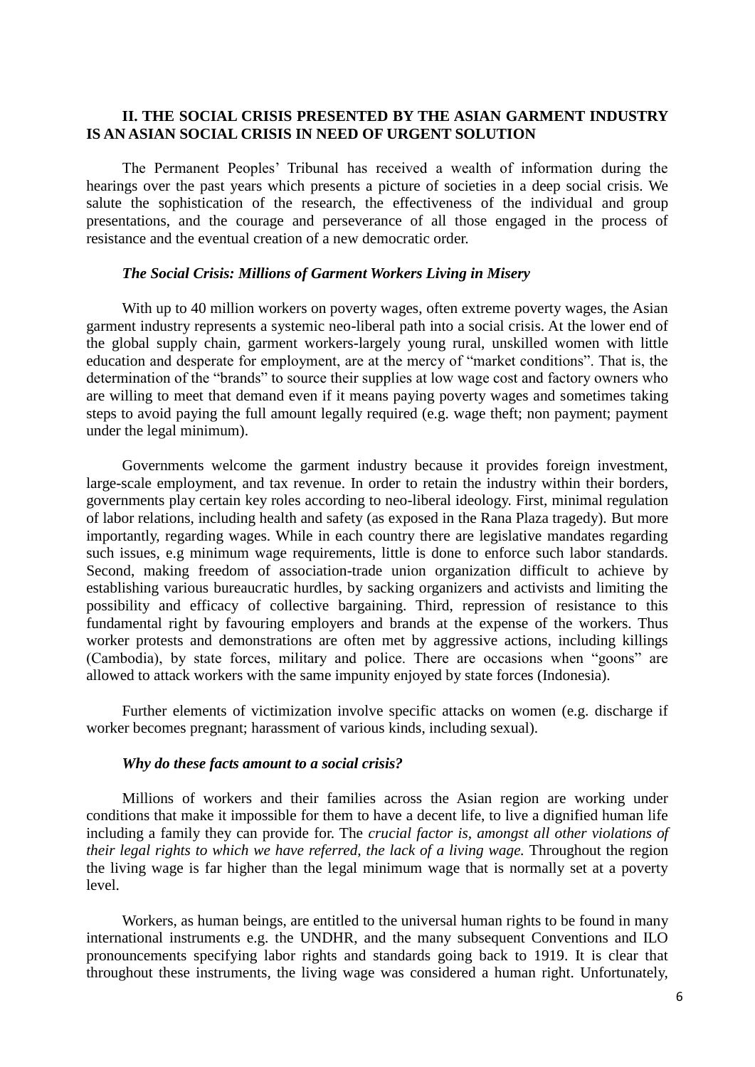## II. THE SOCIAL CRISIS PRESENTED BY THE ASIAN GARMENT INDUSTRY IS AN ASIAN SOCIAL CRISIS IN NEED OF URGENT SOLUTION

The Permanent Peoples' Tribunal has received a wealth of information during the hearings over the past years which presents a picture of societies in a deep social crisis. We salute the sophistication of the research, the effectiveness of the individual and group presentations, and the courage and perseverance of all those engaged in the process of resistance and the eventual creation of a new democratic order.

### *The Social Crisis: Millions of Garment Workers Living in Misery*

With up to 40 million workers on poverty wages, often extreme poverty wages, the Asian garment industry represents a systemic neo-liberal path into a social crisis. At the lower end of the global supply chain, garment workers-largely young rural, unskilled women with little education and desperate for employment, are at the mercy of "market conditions". That is, the determination of the "brands" to source their supplies at low wage cost and factory owners who are willing to meet that demand even if it means paying poverty wages and sometimes taking steps to avoid paying the full amount legally required (e.g. wage theft; non payment; payment under the legal minimum).

Governments welcome the garment industry because it provides foreign investment, large-scale employment, and tax revenue. In order to retain the industry within their borders, governments play certain key roles according to neo-liberal ideology. First, minimal regulation of labor relations, including health and safety (as exposed in the Rana Plaza tragedy). But more importantly, regarding wages. While in each country there are legislative mandates regarding such issues, e.g minimum wage requirements, little is done to enforce such labor standards. Second, making freedom of association-trade union organization difficult to achieve by establishing various bureaucratic hurdles, by sacking organizers and activists and limiting the possibility and efficacy of collective bargaining. Third, repression of resistance to this fundamental right by favouring employers and brands at the expense of the workers. Thus worker protests and demonstrations are often met by aggressive actions, including killings (Cambodia), by state forces, military and police. There are occasions when "goons" are allowed to attack workers with the same impunity enjoyed by state forces (Indonesia).

Further elements of victimization involve specific attacks on women (e.g. discharge if worker becomes pregnant; harassment of various kinds, including sexual).

### *Why do these facts amount to a social crisis?*

Millions of workers and their families across the Asian region are working under conditions that make it impossible for them to have a decent life, to live a dignified human life including a family they can provide for. The *crucial factor is, amongst all other violations of their legal rights to which we have referred, the lack of a living wage.* Throughout the region the living wage is far higher than the legal minimum wage that is normally set at a poverty level.

Workers, as human beings, are entitled to the universal human rights to be found in many international instruments e.g. the UNDHR, and the many subsequent Conventions and ILO pronouncements specifying labor rights and standards going back to 1919. It is clear that throughout these instruments, the living wage was considered a human right. Unfortunately,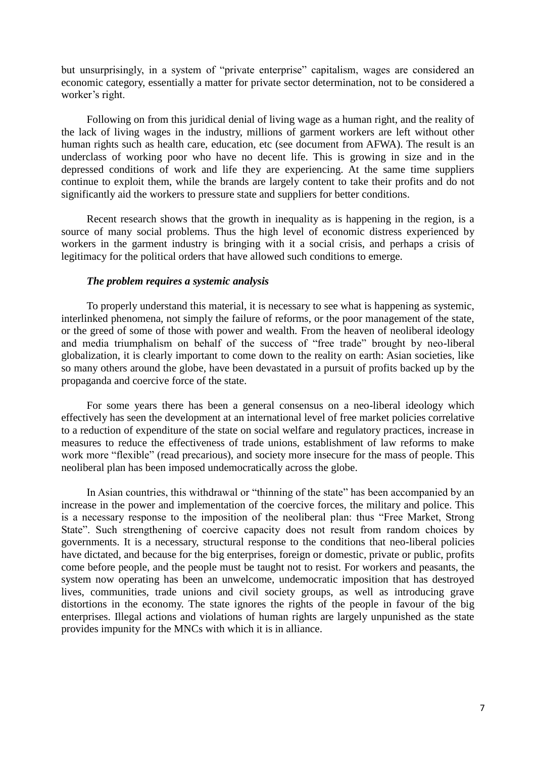but unsurprisingly, in a system of "private enterprise" capitalism, wages are considered an economic category, essentially a matter for private sector determination, not to be considered a worker's right.

Following on from this juridical denial of living wage as a human right, and the reality of the lack of living wages in the industry, millions of garment workers are left without other human rights such as health care, education, etc (see document from AFWA). The result is an underclass of working poor who have no decent life. This is growing in size and in the depressed conditions of work and life they are experiencing. At the same time suppliers continue to exploit them, while the brands are largely content to take their profits and do not significantly aid the workers to pressure state and suppliers for better conditions.

Recent research shows that the growth in inequality as is happening in the region, is a source of many social problems. Thus the high level of economic distress experienced by workers in the garment industry is bringing with it a social crisis, and perhaps a crisis of legitimacy for the political orders that have allowed such conditions to emerge.

***The problem requires a systemic analysis***

To properly understand this material, it is necessary to see what is happening as systemic, interlinked phenomena, not simply the failure of reforms, or the poor management of the state, or the greed of some of those with power and wealth. From the heaven of neoliberal ideology and media triumphalism on behalf of the success of "free trade" brought by neo-liberal globalization, it is clearly important to come down to the reality on earth: Asian societies, like so many others around the globe, have been devastated in a pursuit of profits backed up by the propaganda and coercive force of the state.

For some years there has been a general consensus on a neo-liberal ideology which effectively has seen the development at an international level of free market policies correlative to a reduction of expenditure of the state on social welfare and regulatory practices, increase in measures to reduce the effectiveness of trade unions, establishment of law reforms to make work more "flexible" (read precarious), and society more insecure for the mass of people. This neoliberal plan has been imposed undemocratically across the globe.

In Asian countries, this withdrawal or "thinning of the state" has been accompanied by an increase in the power and implementation of the coercive forces, the military and police. This is a necessary response to the imposition of the neoliberal plan: thus "Free Market, Strong State". Such strengthening of coercive capacity does not result from random choices by governments. It is a necessary, structural response to the conditions that neo-liberal policies have dictated, and because for the big enterprises, foreign or domestic, private or public, profits come before people, and the people must be taught not to resist. For workers and peasants, the system now operating has been an unwelcome, undemocratic imposition that has destroyed lives, communities, trade unions and civil society groups, as well as introducing grave distortions in the economy. The state ignores the rights of the people in favour of the big enterprises. Illegal actions and violations of human rights are largely unpunished as the state provides impunity for the MNCs with which it is in alliance.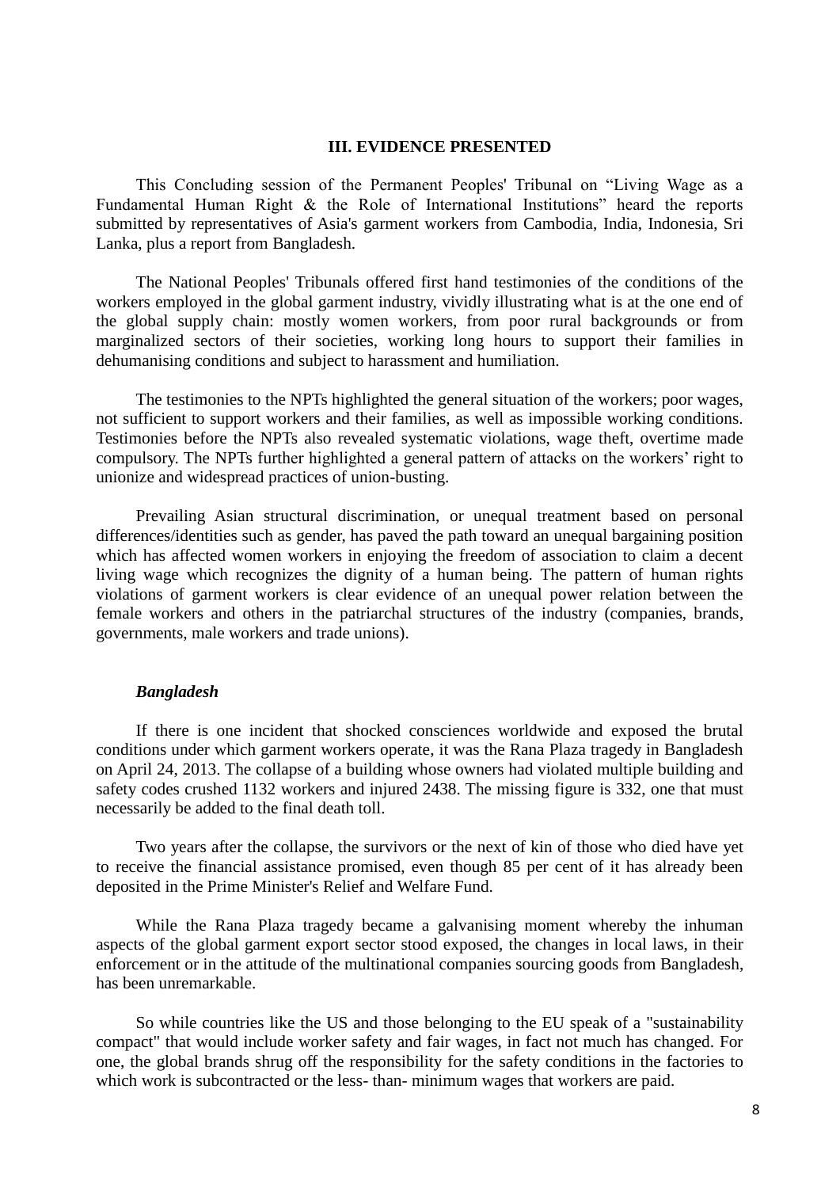## III. EVIDENCE PRESENTED

This Concluding session of the Permanent Peoples' Tribunal on "Living Wage as a Fundamental Human Right & the Role of International Institutions" heard the reports submitted by representatives of Asia's garment workers from Cambodia, India, Indonesia, Sri Lanka, plus a report from Bangladesh.

The National Peoples' Tribunals offered first hand testimonies of the conditions of the workers employed in the global garment industry, vividly illustrating what is at the one end of the global supply chain: mostly women workers, from poor rural backgrounds or from marginalized sectors of their societies, working long hours to support their families in dehumanising conditions and subject to harassment and humiliation.

The testimonies to the NPTs highlighted the general situation of the workers; poor wages, not sufficient to support workers and their families, as well as impossible working conditions. Testimonies before the NPTs also revealed systematic violations, wage theft, overtime made compulsory. The NPTs further highlighted a general pattern of attacks on the workers' right to unionize and widespread practices of union-busting.

Prevailing Asian structural discrimination, or unequal treatment based on personal differences/identities such as gender, has paved the path toward an unequal bargaining position which has affected women workers in enjoying the freedom of association to claim a decent living wage which recognizes the dignity of a human being. The pattern of human rights violations of garment workers is clear evidence of an unequal power relation between the female workers and others in the patriarchal structures of the industry (companies, brands, governments, male workers and trade unions).

### *Bangladesh*

If there is one incident that shocked consciences worldwide and exposed the brutal conditions under which garment workers operate, it was the Rana Plaza tragedy in Bangladesh on April 24, 2013. The collapse of a building whose owners had violated multiple building and safety codes crushed 1132 workers and injured 2438. The missing figure is 332, one that must necessarily be added to the final death toll.

Two years after the collapse, the survivors or the next of kin of those who died have yet to receive the financial assistance promised, even though 85 per cent of it has already been deposited in the Prime Minister's Relief and Welfare Fund.

While the Rana Plaza tragedy became a galvanising moment whereby the inhuman aspects of the global garment export sector stood exposed, the changes in local laws, in their enforcement or in the attitude of the multinational companies sourcing goods from Bangladesh, has been unremarkable.

So while countries like the US and those belonging to the EU speak of a "sustainability compact" that would include worker safety and fair wages, in fact not much has changed. For one, the global brands shrug off the responsibility for the safety conditions in the factories to which work is subcontracted or the less- than- minimum wages that workers are paid.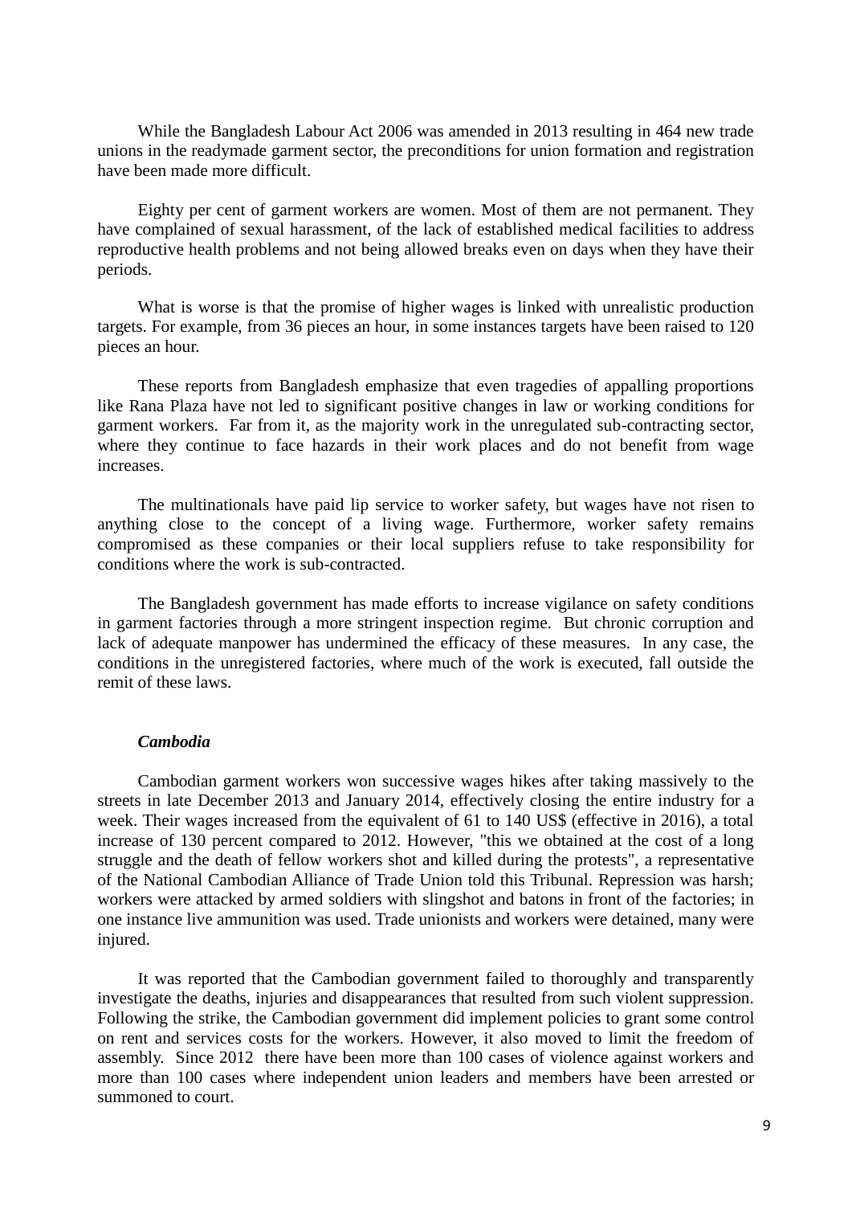While the Bangladesh Labour Act 2006 was amended in 2013 resulting in 464 new trade unions in the readymade garment sector, the preconditions for union formation and registration have been made more difficult.

Eighty per cent of garment workers are women. Most of them are not permanent. They have complained of sexual harassment, of the lack of established medical facilities to address reproductive health problems and not being allowed breaks even on days when they have their periods.

What is worse is that the promise of higher wages is linked with unrealistic production targets. For example, from 36 pieces an hour, in some instances targets have been raised to 120 pieces an hour.

These reports from Bangladesh emphasize that even tragedies of appalling proportions like Rana Plaza have not led to significant positive changes in law or working conditions for garment workers. Far from it, as the majority work in the unregulated sub-contracting sector, where they continue to face hazards in their work places and do not benefit from wage increases.

The multinationals have paid lip service to worker safety, but wages have not risen to anything close to the concept of a living wage. Furthermore, worker safety remains compromised as these companies or their local suppliers refuse to take responsibility for conditions where the work is sub-contracted.

The Bangladesh government has made efforts to increase vigilance on safety conditions in garment factories through a more stringent inspection regime. But chronic corruption and lack of adequate manpower has undermined the efficacy of these measures. In any case, the conditions in the unregistered factories, where much of the work is executed, fall outside the remit of these laws.

### *Cambodia*

Cambodian garment workers won successive wages hikes after taking massively to the streets in late December 2013 and January 2014, effectively closing the entire industry for a week. Their wages increased from the equivalent of 61 to 140 US$ (effective in 2016), a total increase of 130 percent compared to 2012. However, "this we obtained at the cost of a long struggle and the death of fellow workers shot and killed during the protests", a representative of the National Cambodian Alliance of Trade Union told this Tribunal. Repression was harsh; workers were attacked by armed soldiers with slingshot and batons in front of the factories; in one instance live ammunition was used. Trade unionists and workers were detained, many were injured.

It was reported that the Cambodian government failed to thoroughly and transparently investigate the deaths, injuries and disappearances that resulted from such violent suppression. Following the strike, the Cambodian government did implement policies to grant some control on rent and services costs for the workers. However, it also moved to limit the freedom of assembly. Since 2012 there have been more than 100 cases of violence against workers and more than 100 cases where independent union leaders and members have been arrested or summoned to court.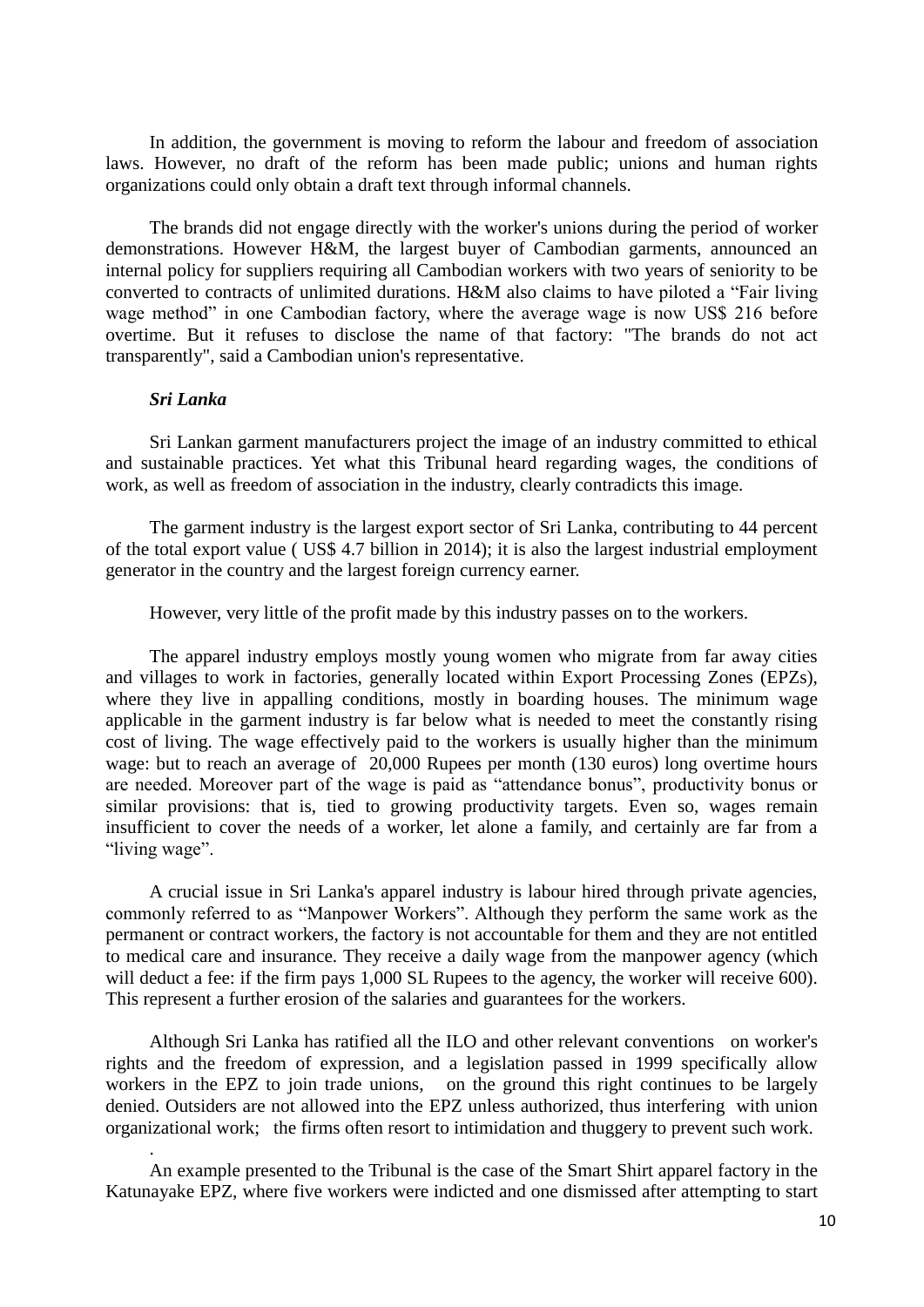In addition, the government is moving to reform the labour and freedom of association laws. However, no draft of the reform has been made public; unions and human rights organizations could only obtain a draft text through informal channels.

The brands did not engage directly with the worker's unions during the period of worker demonstrations. However H&M, the largest buyer of Cambodian garments, announced an internal policy for suppliers requiring all Cambodian workers with two years of seniority to be converted to contracts of unlimited durations. H&M also claims to have piloted a "Fair living wage method" in one Cambodian factory, where the average wage is now US$ 216 before overtime. But it refuses to disclose the name of that factory: "The brands do not act transparently", said a Cambodian union's representative.

***Sri Lanka***

Sri Lankan garment manufacturers project the image of an industry committed to ethical and sustainable practices. Yet what this Tribunal heard regarding wages, the conditions of work, as well as freedom of association in the industry, clearly contradicts this image.

The garment industry is the largest export sector of Sri Lanka, contributing to 44 percent of the total export value ( US$ 4.7 billion in 2014); it is also the largest industrial employment generator in the country and the largest foreign currency earner.

However, very little of the profit made by this industry passes on to the workers.

The apparel industry employs mostly young women who migrate from far away cities and villages to work in factories, generally located within Export Processing Zones (EPZs), where they live in appalling conditions, mostly in boarding houses. The minimum wage applicable in the garment industry is far below what is needed to meet the constantly rising cost of living. The wage effectively paid to the workers is usually higher than the minimum wage: but to reach an average of 20,000 Rupees per month (130 euros) long overtime hours are needed. Moreover part of the wage is paid as "attendance bonus", productivity bonus or similar provisions: that is, tied to growing productivity targets. Even so, wages remain insufficient to cover the needs of a worker, let alone a family, and certainly are far from a "living wage".

A crucial issue in Sri Lanka's apparel industry is labour hired through private agencies, commonly referred to as "Manpower Workers". Although they perform the same work as the permanent or contract workers, the factory is not accountable for them and they are not entitled to medical care and insurance. They receive a daily wage from the manpower agency (which will deduct a fee: if the firm pays 1,000 SL Rupees to the agency, the worker will receive 600). This represent a further erosion of the salaries and guarantees for the workers.

Although Sri Lanka has ratified all the ILO and other relevant conventions on worker's rights and the freedom of expression, and a legislation passed in 1999 specifically allow workers in the EPZ to join trade unions, on the ground this right continues to be largely denied. Outsiders are not allowed into the EPZ unless authorized, thus interfering with union organizational work; the firms often resort to intimidation and thuggery to prevent such work.

An example presented to the Tribunal is the case of the Smart Shirt apparel factory in the Katunayake EPZ, where five workers were indicted and one dismissed after attempting to start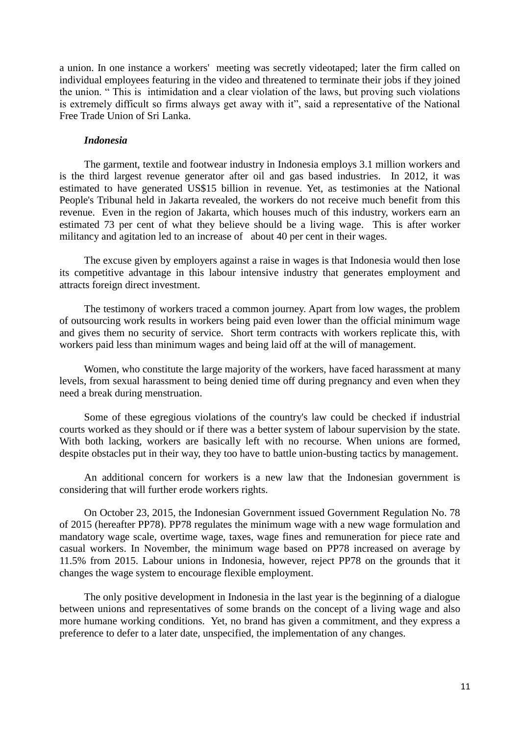a union. In one instance a workers' meeting was secretly videotaped; later the firm called on individual employees featuring in the video and threatened to terminate their jobs if they joined the union. " This is intimidation and a clear violation of the laws, but proving such violations is extremely difficult so firms always get away with it", said a representative of the National Free Trade Union of Sri Lanka.

***Indonesia***

The garment, textile and footwear industry in Indonesia employs 3.1 million workers and is the third largest revenue generator after oil and gas based industries. In 2012, it was estimated to have generated US$15 billion in revenue. Yet, as testimonies at the National People's Tribunal held in Jakarta revealed, the workers do not receive much benefit from this revenue. Even in the region of Jakarta, which houses much of this industry, workers earn an estimated 73 per cent of what they believe should be a living wage. This is after worker militancy and agitation led to an increase of about 40 per cent in their wages.

The excuse given by employers against a raise in wages is that Indonesia would then lose its competitive advantage in this labour intensive industry that generates employment and attracts foreign direct investment.

The testimony of workers traced a common journey. Apart from low wages, the problem of outsourcing work results in workers being paid even lower than the official minimum wage and gives them no security of service. Short term contracts with workers replicate this, with workers paid less than minimum wages and being laid off at the will of management.

Women, who constitute the large majority of the workers, have faced harassment at many levels, from sexual harassment to being denied time off during pregnancy and even when they need a break during menstruation.

Some of these egregious violations of the country's law could be checked if industrial courts worked as they should or if there was a better system of labour supervision by the state. With both lacking, workers are basically left with no recourse. When unions are formed, despite obstacles put in their way, they too have to battle union-busting tactics by management.

An additional concern for workers is a new law that the Indonesian government is considering that will further erode workers rights.

On October 23, 2015, the Indonesian Government issued Government Regulation No. 78 of 2015 (hereafter PP78). PP78 regulates the minimum wage with a new wage formulation and mandatory wage scale, overtime wage, taxes, wage fines and remuneration for piece rate and casual workers. In November, the minimum wage based on PP78 increased on average by 11.5% from 2015. Labour unions in Indonesia, however, reject PP78 on the grounds that it changes the wage system to encourage flexible employment.

The only positive development in Indonesia in the last year is the beginning of a dialogue between unions and representatives of some brands on the concept of a living wage and also more humane working conditions. Yet, no brand has given a commitment, and they express a preference to defer to a later date, unspecified, the implementation of any changes.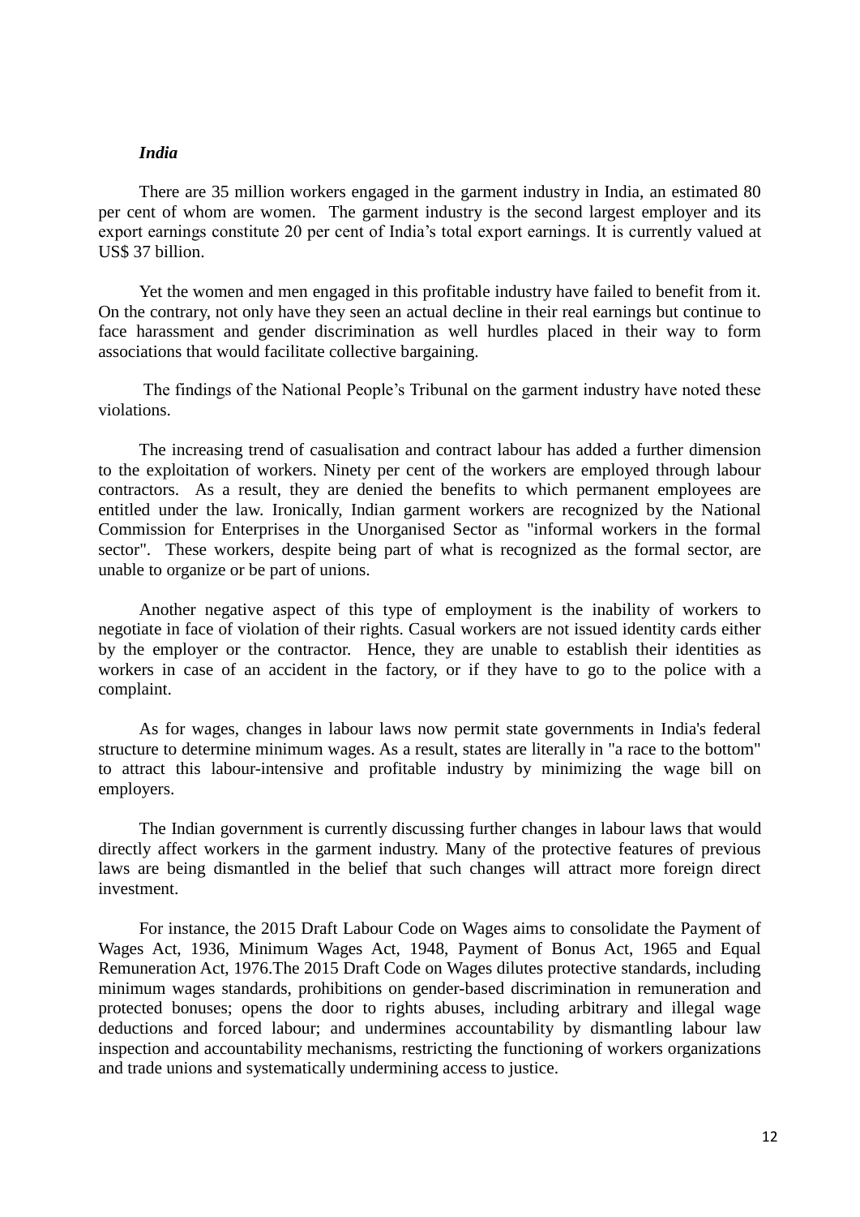*India*

There are 35 million workers engaged in the garment industry in India, an estimated 80 per cent of whom are women. The garment industry is the second largest employer and its export earnings constitute 20 per cent of India's total export earnings. It is currently valued at US$ 37 billion.

Yet the women and men engaged in this profitable industry have failed to benefit from it. On the contrary, not only have they seen an actual decline in their real earnings but continue to face harassment and gender discrimination as well hurdles placed in their way to form associations that would facilitate collective bargaining.

The findings of the National People's Tribunal on the garment industry have noted these violations.

The increasing trend of casualisation and contract labour has added a further dimension to the exploitation of workers. Ninety per cent of the workers are employed through labour contractors. As a result, they are denied the benefits to which permanent employees are entitled under the law. Ironically, Indian garment workers are recognized by the National Commission for Enterprises in the Unorganised Sector as "informal workers in the formal sector". These workers, despite being part of what is recognized as the formal sector, are unable to organize or be part of unions.

Another negative aspect of this type of employment is the inability of workers to negotiate in face of violation of their rights. Casual workers are not issued identity cards either by the employer or the contractor. Hence, they are unable to establish their identities as workers in case of an accident in the factory, or if they have to go to the police with a complaint.

As for wages, changes in labour laws now permit state governments in India's federal structure to determine minimum wages. As a result, states are literally in "a race to the bottom" to attract this labour-intensive and profitable industry by minimizing the wage bill on employers.

The Indian government is currently discussing further changes in labour laws that would directly affect workers in the garment industry. Many of the protective features of previous laws are being dismantled in the belief that such changes will attract more foreign direct investment.

For instance, the 2015 Draft Labour Code on Wages aims to consolidate the Payment of Wages Act, 1936, Minimum Wages Act, 1948, Payment of Bonus Act, 1965 and Equal Remuneration Act, 1976.The 2015 Draft Code on Wages dilutes protective standards, including minimum wages standards, prohibitions on gender-based discrimination in remuneration and protected bonuses; opens the door to rights abuses, including arbitrary and illegal wage deductions and forced labour; and undermines accountability by dismantling labour law inspection and accountability mechanisms, restricting the functioning of workers organizations and trade unions and systematically undermining access to justice.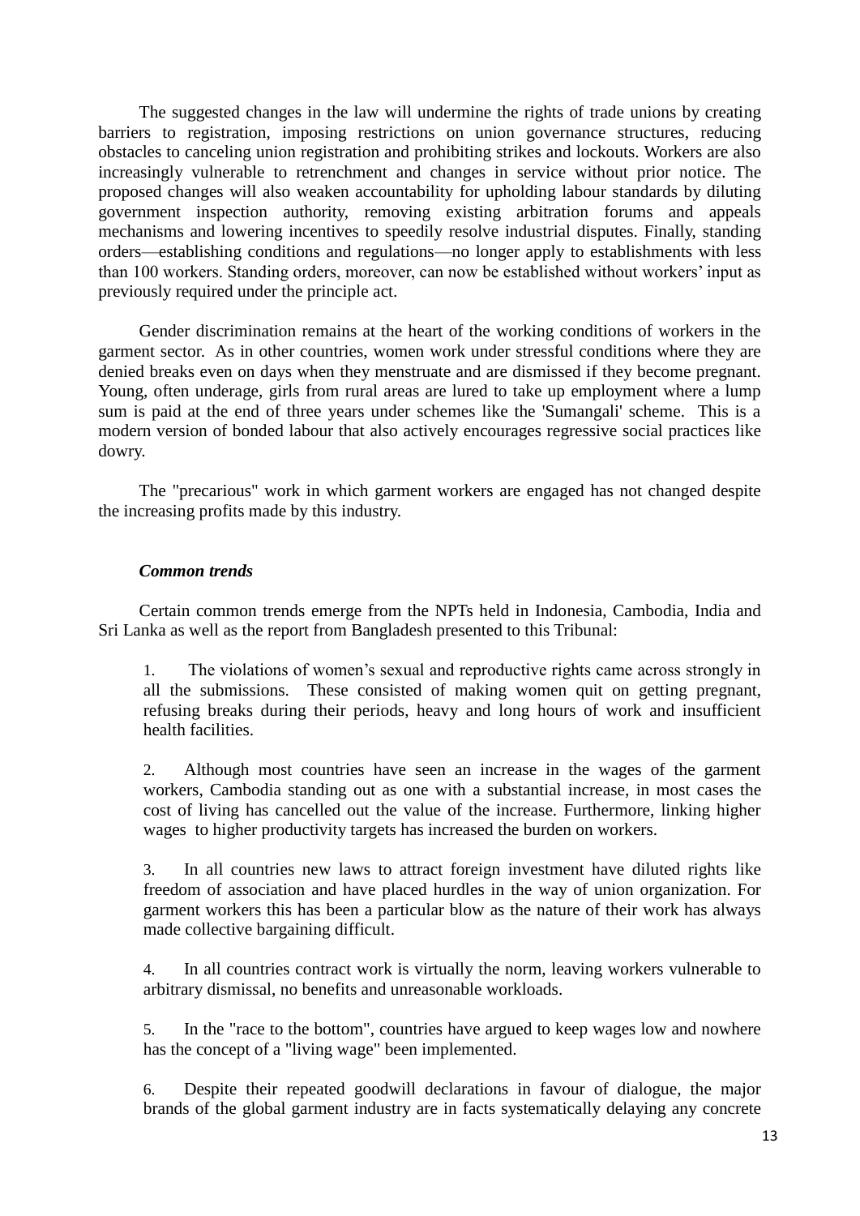The suggested changes in the law will undermine the rights of trade unions by creating barriers to registration, imposing restrictions on union governance structures, reducing obstacles to canceling union registration and prohibiting strikes and lockouts. Workers are also increasingly vulnerable to retrenchment and changes in service without prior notice. The proposed changes will also weaken accountability for upholding labour standards by diluting government inspection authority, removing existing arbitration forums and appeals mechanisms and lowering incentives to speedily resolve industrial disputes. Finally, standing orders—establishing conditions and regulations—no longer apply to establishments with less than 100 workers. Standing orders, moreover, can now be established without workers' input as previously required under the principle act.

Gender discrimination remains at the heart of the working conditions of workers in the garment sector. As in other countries, women work under stressful conditions where they are denied breaks even on days when they menstruate and are dismissed if they become pregnant. Young, often underage, girls from rural areas are lured to take up employment where a lump sum is paid at the end of three years under schemes like the 'Sumangali' scheme. This is a modern version of bonded labour that also actively encourages regressive social practices like dowry.

The "precarious" work in which garment workers are engaged has not changed despite the increasing profits made by this industry.

***Common trends***

Certain common trends emerge from the NPTs held in Indonesia, Cambodia, India and Sri Lanka as well as the report from Bangladesh presented to this Tribunal:

1. The violations of women's sexual and reproductive rights came across strongly in all the submissions. These consisted of making women quit on getting pregnant, refusing breaks during their periods, heavy and long hours of work and insufficient health facilities.

2. Although most countries have seen an increase in the wages of the garment workers, Cambodia standing out as one with a substantial increase, in most cases the cost of living has cancelled out the value of the increase. Furthermore, linking higher wages to higher productivity targets has increased the burden on workers.

3. In all countries new laws to attract foreign investment have diluted rights like freedom of association and have placed hurdles in the way of union organization. For garment workers this has been a particular blow as the nature of their work has always made collective bargaining difficult.

4. In all countries contract work is virtually the norm, leaving workers vulnerable to arbitrary dismissal, no benefits and unreasonable workloads.

5. In the "race to the bottom", countries have argued to keep wages low and nowhere has the concept of a "living wage" been implemented.

6. Despite their repeated goodwill declarations in favour of dialogue, the major brands of the global garment industry are in facts systematically delaying any concrete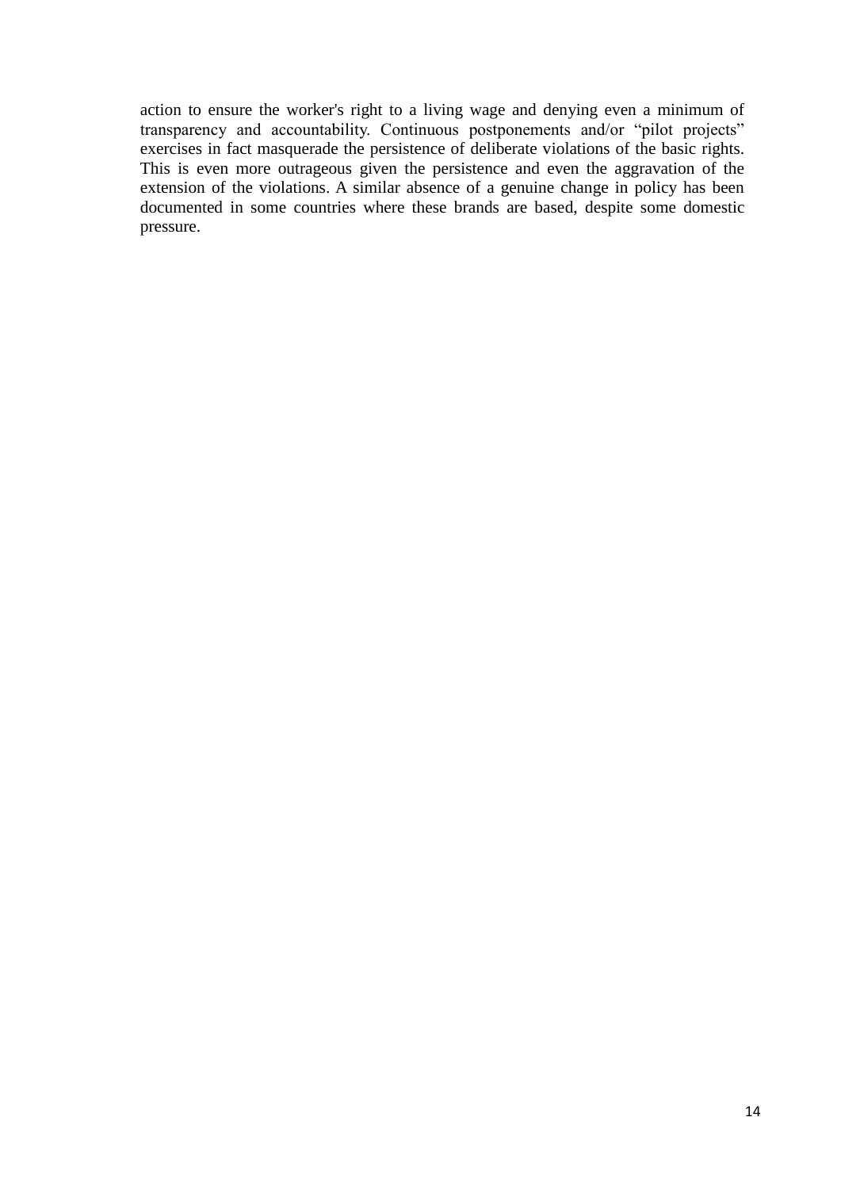action to ensure the worker's right to a living wage and denying even a minimum of transparency and accountability. Continuous postponements and/or “pilot projects” exercises in fact masquerade the persistence of deliberate violations of the basic rights. This is even more outrageous given the persistence and even the aggravation of the extension of the violations. A similar absence of a genuine change in policy has been documented in some countries where these brands are based, despite some domestic pressure.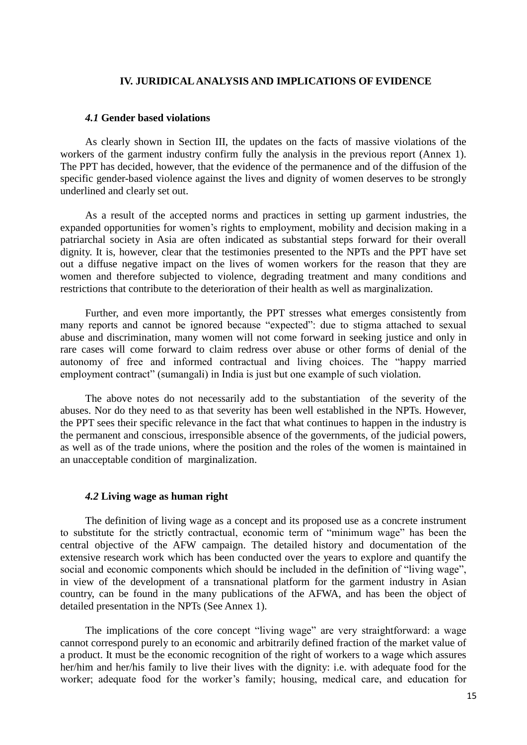## IV. JURIDICAL ANALYSIS AND IMPLICATIONS OF EVIDENCE

### *4.1* Gender based violations

As clearly shown in Section III, the updates on the facts of massive violations of the workers of the garment industry confirm fully the analysis in the previous report (Annex 1). The PPT has decided, however, that the evidence of the permanence and of the diffusion of the specific gender-based violence against the lives and dignity of women deserves to be strongly underlined and clearly set out.

As a result of the accepted norms and practices in setting up garment industries, the expanded opportunities for women's rights to employment, mobility and decision making in a patriarchal society in Asia are often indicated as substantial steps forward for their overall dignity. It is, however, clear that the testimonies presented to the NPTs and the PPT have set out a diffuse negative impact on the lives of women workers for the reason that they are women and therefore subjected to violence, degrading treatment and many conditions and restrictions that contribute to the deterioration of their health as well as marginalization.

Further, and even more importantly, the PPT stresses what emerges consistently from many reports and cannot be ignored because "expected": due to stigma attached to sexual abuse and discrimination, many women will not come forward in seeking justice and only in rare cases will come forward to claim redress over abuse or other forms of denial of the autonomy of free and informed contractual and living choices. The "happy married employment contract" (sumangali) in India is just but one example of such violation.

The above notes do not necessarily add to the substantiation of the severity of the abuses. Nor do they need to as that severity has been well established in the NPTs. However, the PPT sees their specific relevance in the fact that what continues to happen in the industry is the permanent and conscious, irresponsible absence of the governments, of the judicial powers, as well as of the trade unions, where the position and the roles of the women is maintained in an unacceptable condition of marginalization.

### *4.2* Living wage as human right

The definition of living wage as a concept and its proposed use as a concrete instrument to substitute for the strictly contractual, economic term of "minimum wage" has been the central objective of the AFW campaign. The detailed history and documentation of the extensive research work which has been conducted over the years to explore and quantify the social and economic components which should be included in the definition of "living wage", in view of the development of a transnational platform for the garment industry in Asian country, can be found in the many publications of the AFWA, and has been the object of detailed presentation in the NPTs (See Annex 1).

The implications of the core concept "living wage" are very straightforward: a wage cannot correspond purely to an economic and arbitrarily defined fraction of the market value of a product. It must be the economic recognition of the right of workers to a wage which assures her/him and her/his family to live their lives with the dignity: i.e. with adequate food for the worker; adequate food for the worker's family; housing, medical care, and education for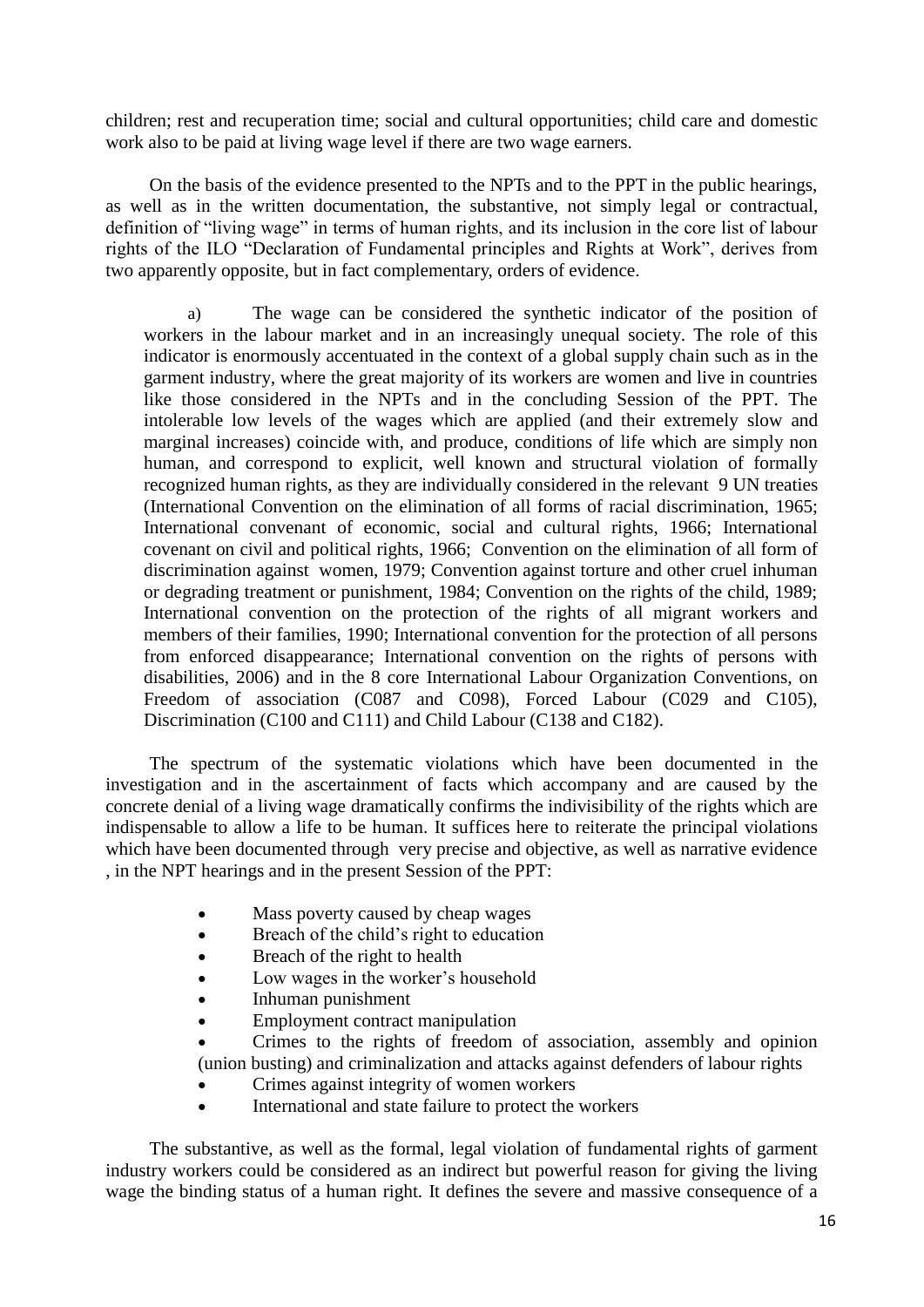children; rest and recuperation time; social and cultural opportunities; child care and domestic work also to be paid at living wage level if there are two wage earners.

On the basis of the evidence presented to the NPTs and to the PPT in the public hearings, as well as in the written documentation, the substantive, not simply legal or contractual, definition of "living wage" in terms of human rights, and its inclusion in the core list of labour rights of the ILO "Declaration of Fundamental principles and Rights at Work", derives from two apparently opposite, but in fact complementary, orders of evidence.

a) The wage can be considered the synthetic indicator of the position of workers in the labour market and in an increasingly unequal society. The role of this indicator is enormously accentuated in the context of a global supply chain such as in the garment industry, where the great majority of its workers are women and live in countries like those considered in the NPTs and in the concluding Session of the PPT. The intolerable low levels of the wages which are applied (and their extremely slow and marginal increases) coincide with, and produce, conditions of life which are simply non human, and correspond to explicit, well known and structural violation of formally recognized human rights, as they are individually considered in the relevant 9 UN treaties (International Convention on the elimination of all forms of racial discrimination, 1965; International convenant of economic, social and cultural rights, 1966; International covenant on civil and political rights, 1966; Convention on the elimination of all form of discrimination against women, 1979; Convention against torture and other cruel inhuman or degrading treatment or punishment, 1984; Convention on the rights of the child, 1989; International convention on the protection of the rights of all migrant workers and members of their families, 1990; International convention for the protection of all persons from enforced disappearance; International convention on the rights of persons with disabilities, 2006) and in the 8 core International Labour Organization Conventions, on Freedom of association (C087 and C098), Forced Labour (C029 and C105), Discrimination (C100 and C111) and Child Labour (C138 and C182).

The spectrum of the systematic violations which have been documented in the investigation and in the ascertainment of facts which accompany and are caused by the concrete denial of a living wage dramatically confirms the indivisibility of the rights which are indispensable to allow a life to be human. It suffices here to reiterate the principal violations which have been documented through very precise and objective, as well as narrative evidence , in the NPT hearings and in the present Session of the PPT:

- Mass poverty caused by cheap wages
- Breach of the child's right to education
- Breach of the right to health
- Low wages in the worker's household
- Inhuman punishment
- Employment contract manipulation
- Crimes to the rights of freedom of association, assembly and opinion (union busting) and criminalization and attacks against defenders of labour rights
- Crimes against integrity of women workers
- International and state failure to protect the workers

The substantive, as well as the formal, legal violation of fundamental rights of garment industry workers could be considered as an indirect but powerful reason for giving the living wage the binding status of a human right. It defines the severe and massive consequence of a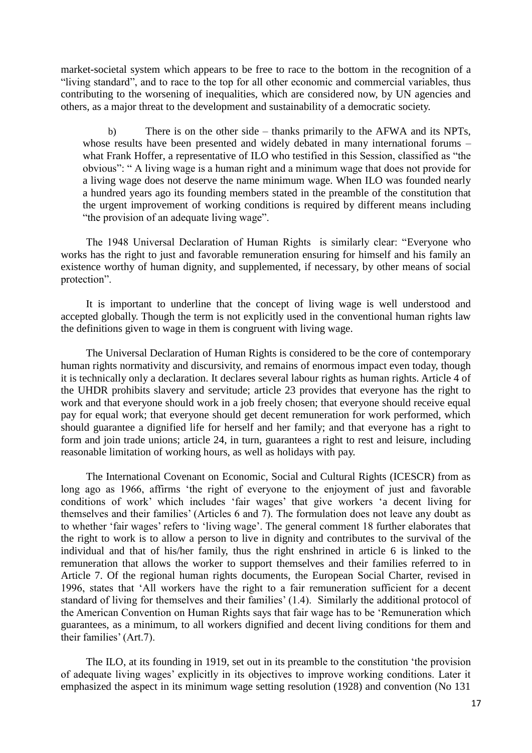market-societal system which appears to be free to race to the bottom in the recognition of a "living standard", and to race to the top for all other economic and commercial variables, thus contributing to the worsening of inequalities, which are considered now, by UN agencies and others, as a major threat to the development and sustainability of a democratic society.

b) There is on the other side – thanks primarily to the AFWA and its NPTs, whose results have been presented and widely debated in many international forums – what Frank Hoffer, a representative of ILO who testified in this Session, classified as "the obvious": " A living wage is a human right and a minimum wage that does not provide for a living wage does not deserve the name minimum wage. When ILO was founded nearly a hundred years ago its founding members stated in the preamble of the constitution that the urgent improvement of working conditions is required by different means including "the provision of an adequate living wage".

The 1948 Universal Declaration of Human Rights is similarly clear: "Everyone who works has the right to just and favorable remuneration ensuring for himself and his family an existence worthy of human dignity, and supplemented, if necessary, by other means of social protection".

It is important to underline that the concept of living wage is well understood and accepted globally. Though the term is not explicitly used in the conventional human rights law the definitions given to wage in them is congruent with living wage.

The Universal Declaration of Human Rights is considered to be the core of contemporary human rights normativity and discursivity, and remains of enormous impact even today, though it is technically only a declaration. It declares several labour rights as human rights. Article 4 of the UHDR prohibits slavery and servitude; article 23 provides that everyone has the right to work and that everyone should work in a job freely chosen; that everyone should receive equal pay for equal work; that everyone should get decent remuneration for work performed, which should guarantee a dignified life for herself and her family; and that everyone has a right to form and join trade unions; article 24, in turn, guarantees a right to rest and leisure, including reasonable limitation of working hours, as well as holidays with pay.

The International Covenant on Economic, Social and Cultural Rights (ICESCR) from as long ago as 1966, affirms 'the right of everyone to the enjoyment of just and favorable conditions of work' which includes 'fair wages' that give workers 'a decent living for themselves and their families' (Articles 6 and 7). The formulation does not leave any doubt as to whether 'fair wages' refers to 'living wage'. The general comment 18 further elaborates that the right to work is to allow a person to live in dignity and contributes to the survival of the individual and that of his/her family, thus the right enshrined in article 6 is linked to the remuneration that allows the worker to support themselves and their families referred to in Article 7. Of the regional human rights documents, the European Social Charter, revised in 1996, states that 'All workers have the right to a fair remuneration sufficient for a decent standard of living for themselves and their families' (1.4). Similarly the additional protocol of the American Convention on Human Rights says that fair wage has to be 'Remuneration which guarantees, as a minimum, to all workers dignified and decent living conditions for them and their families' (Art.7).

The ILO, at its founding in 1919, set out in its preamble to the constitution 'the provision of adequate living wages' explicitly in its objectives to improve working conditions. Later it emphasized the aspect in its minimum wage setting resolution (1928) and convention (No 131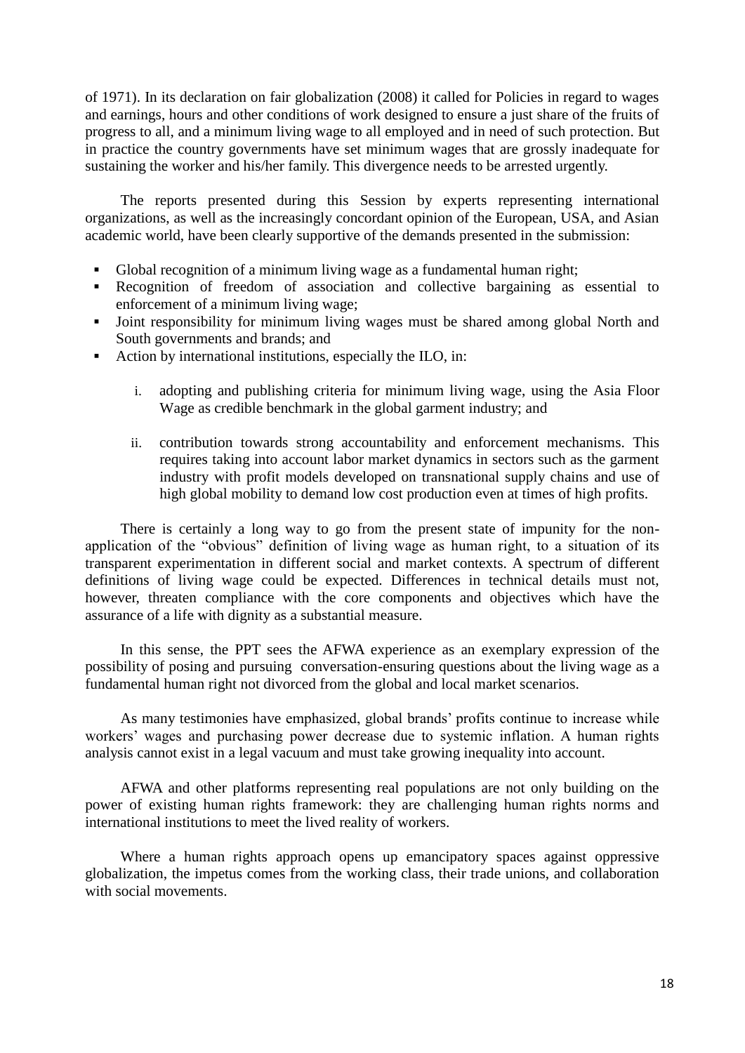of 1971). In its declaration on fair globalization (2008) it called for Policies in regard to wages and earnings, hours and other conditions of work designed to ensure a just share of the fruits of progress to all, and a minimum living wage to all employed and in need of such protection. But in practice the country governments have set minimum wages that are grossly inadequate for sustaining the worker and his/her family. This divergence needs to be arrested urgently.

The reports presented during this Session by experts representing international organizations, as well as the increasingly concordant opinion of the European, USA, and Asian academic world, have been clearly supportive of the demands presented in the submission:

- Global recognition of a minimum living wage as a fundamental human right;
- Recognition of freedom of association and collective bargaining as essential to enforcement of a minimum living wage;
- Joint responsibility for minimum living wages must be shared among global North and South governments and brands; and
- Action by international institutions, especially the ILO, in:

    i. adopting and publishing criteria for minimum living wage, using the Asia Floor Wage as credible benchmark in the global garment industry; and

    ii. contribution towards strong accountability and enforcement mechanisms. This requires taking into account labor market dynamics in sectors such as the garment industry with profit models developed on transnational supply chains and use of high global mobility to demand low cost production even at times of high profits.

There is certainly a long way to go from the present state of impunity for the non-application of the "obvious" definition of living wage as human right, to a situation of its transparent experimentation in different social and market contexts. A spectrum of different definitions of living wage could be expected. Differences in technical details must not, however, threaten compliance with the core components and objectives which have the assurance of a life with dignity as a substantial measure.

In this sense, the PPT sees the AFWA experience as an exemplary expression of the possibility of posing and pursuing conversation-ensuring questions about the living wage as a fundamental human right not divorced from the global and local market scenarios.

As many testimonies have emphasized, global brands' profits continue to increase while workers' wages and purchasing power decrease due to systemic inflation. A human rights analysis cannot exist in a legal vacuum and must take growing inequality into account.

AFWA and other platforms representing real populations are not only building on the power of existing human rights framework: they are challenging human rights norms and international institutions to meet the lived reality of workers.

Where a human rights approach opens up emancipatory spaces against oppressive globalization, the impetus comes from the working class, their trade unions, and collaboration with social movements.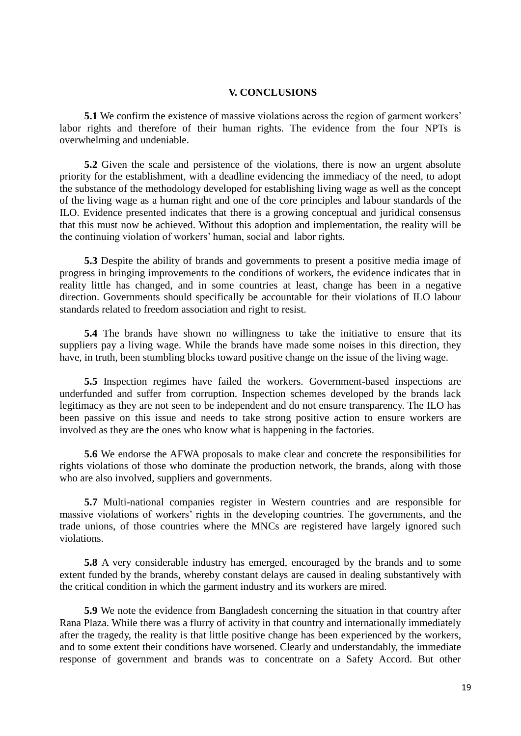## V. CONCLUSIONS

**5.1** We confirm the existence of massive violations across the region of garment workers' labor rights and therefore of their human rights. The evidence from the four NPTs is overwhelming and undeniable.

**5.2** Given the scale and persistence of the violations, there is now an urgent absolute priority for the establishment, with a deadline evidencing the immediacy of the need, to adopt the substance of the methodology developed for establishing living wage as well as the concept of the living wage as a human right and one of the core principles and labour standards of the ILO. Evidence presented indicates that there is a growing conceptual and juridical consensus that this must now be achieved. Without this adoption and implementation, the reality will be the continuing violation of workers' human, social and labor rights.

**5.3** Despite the ability of brands and governments to present a positive media image of progress in bringing improvements to the conditions of workers, the evidence indicates that in reality little has changed, and in some countries at least, change has been in a negative direction. Governments should specifically be accountable for their violations of ILO labour standards related to freedom association and right to resist.

**5.4** The brands have shown no willingness to take the initiative to ensure that its suppliers pay a living wage. While the brands have made some noises in this direction, they have, in truth, been stumbling blocks toward positive change on the issue of the living wage.

**5.5** Inspection regimes have failed the workers. Government-based inspections are underfunded and suffer from corruption. Inspection schemes developed by the brands lack legitimacy as they are not seen to be independent and do not ensure transparency. The ILO has been passive on this issue and needs to take strong positive action to ensure workers are involved as they are the ones who know what is happening in the factories.

**5.6** We endorse the AFWA proposals to make clear and concrete the responsibilities for rights violations of those who dominate the production network, the brands, along with those who are also involved, suppliers and governments.

**5.7** Multi-national companies register in Western countries and are responsible for massive violations of workers' rights in the developing countries. The governments, and the trade unions, of those countries where the MNCs are registered have largely ignored such violations.

**5.8** A very considerable industry has emerged, encouraged by the brands and to some extent funded by the brands, whereby constant delays are caused in dealing substantively with the critical condition in which the garment industry and its workers are mired.

**5.9** We note the evidence from Bangladesh concerning the situation in that country after Rana Plaza. While there was a flurry of activity in that country and internationally immediately after the tragedy, the reality is that little positive change has been experienced by the workers, and to some extent their conditions have worsened. Clearly and understandably, the immediate response of government and brands was to concentrate on a Safety Accord. But other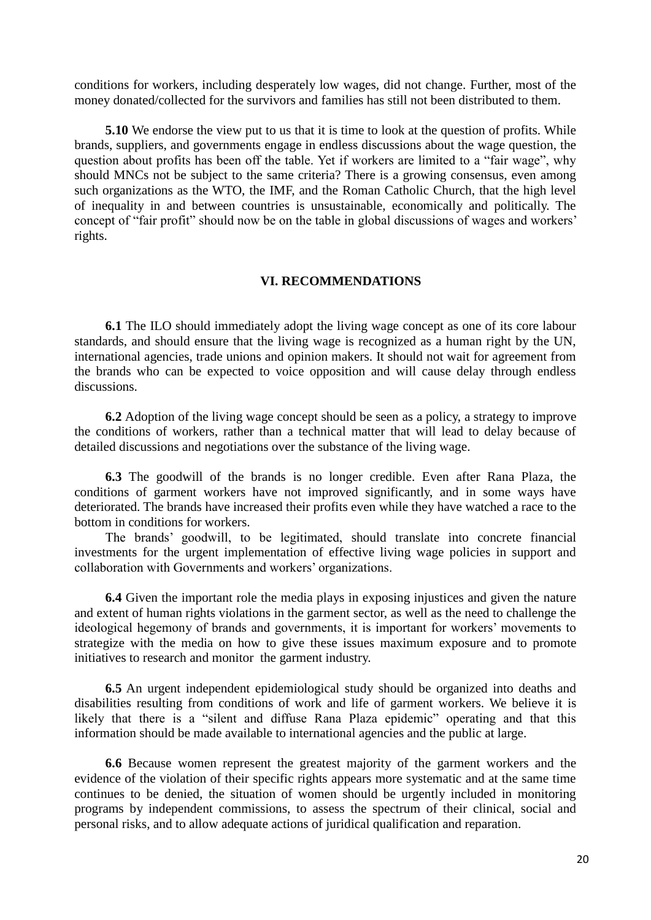conditions for workers, including desperately low wages, did not change. Further, most of the money donated/collected for the survivors and families has still not been distributed to them.

**5.10** We endorse the view put to us that it is time to look at the question of profits. While brands, suppliers, and governments engage in endless discussions about the wage question, the question about profits has been off the table. Yet if workers are limited to a "fair wage", why should MNCs not be subject to the same criteria? There is a growing consensus, even among such organizations as the WTO, the IMF, and the Roman Catholic Church, that the high level of inequality in and between countries is unsustainable, economically and politically. The concept of "fair profit" should now be on the table in global discussions of wages and workers' rights.

## VI. RECOMMENDATIONS

**6.1** The ILO should immediately adopt the living wage concept as one of its core labour standards, and should ensure that the living wage is recognized as a human right by the UN, international agencies, trade unions and opinion makers. It should not wait for agreement from the brands who can be expected to voice opposition and will cause delay through endless discussions.

**6.2** Adoption of the living wage concept should be seen as a policy, a strategy to improve the conditions of workers, rather than a technical matter that will lead to delay because of detailed discussions and negotiations over the substance of the living wage.

**6.3** The goodwill of the brands is no longer credible. Even after Rana Plaza, the conditions of garment workers have not improved significantly, and in some ways have deteriorated. The brands have increased their profits even while they have watched a race to the bottom in conditions for workers.

The brands' goodwill, to be legitimated, should translate into concrete financial investments for the urgent implementation of effective living wage policies in support and collaboration with Governments and workers' organizations.

**6.4** Given the important role the media plays in exposing injustices and given the nature and extent of human rights violations in the garment sector, as well as the need to challenge the ideological hegemony of brands and governments, it is important for workers' movements to strategize with the media on how to give these issues maximum exposure and to promote initiatives to research and monitor the garment industry.

**6.5** An urgent independent epidemiological study should be organized into deaths and disabilities resulting from conditions of work and life of garment workers. We believe it is likely that there is a "silent and diffuse Rana Plaza epidemic" operating and that this information should be made available to international agencies and the public at large.

**6.6** Because women represent the greatest majority of the garment workers and the evidence of the violation of their specific rights appears more systematic and at the same time continues to be denied, the situation of women should be urgently included in monitoring programs by independent commissions, to assess the spectrum of their clinical, social and personal risks, and to allow adequate actions of juridical qualification and reparation.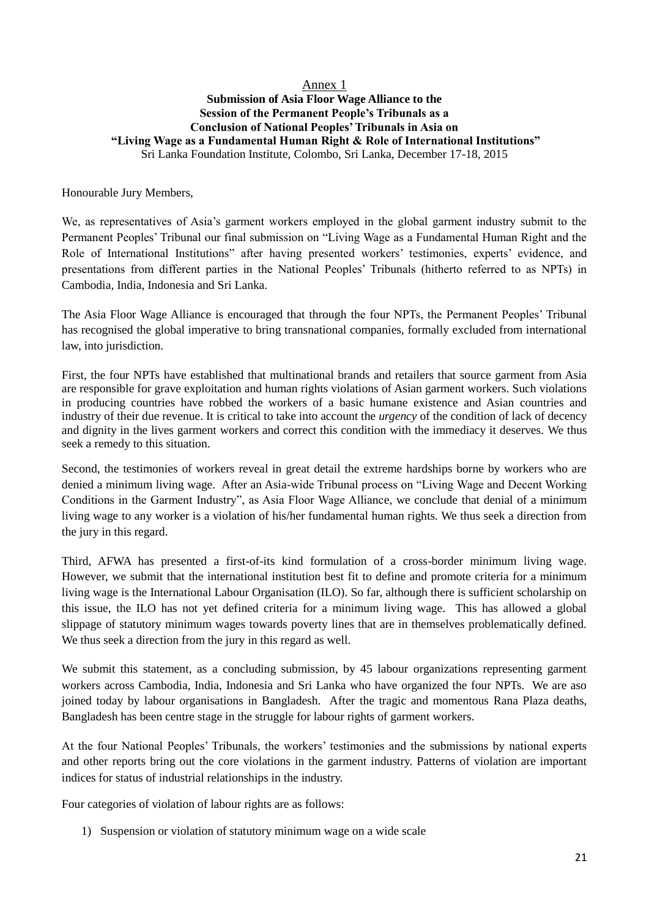Annex 1

**Submission of Asia Floor Wage Alliance to the Session of the Permanent People's Tribunals as a Conclusion of National Peoples' Tribunals in Asia on "Living Wage as a Fundamental Human Right & Role of International Institutions"**

Sri Lanka Foundation Institute, Colombo, Sri Lanka, December 17-18, 2015

Honourable Jury Members,

We, as representatives of Asia's garment workers employed in the global garment industry submit to the Permanent Peoples' Tribunal our final submission on "Living Wage as a Fundamental Human Right and the Role of International Institutions" after having presented workers' testimonies, experts' evidence, and presentations from different parties in the National Peoples' Tribunals (hitherto referred to as NPTs) in Cambodia, India, Indonesia and Sri Lanka.

The Asia Floor Wage Alliance is encouraged that through the four NPTs, the Permanent Peoples' Tribunal has recognised the global imperative to bring transnational companies, formally excluded from international law, into jurisdiction.

First, the four NPTs have established that multinational brands and retailers that source garment from Asia are responsible for grave exploitation and human rights violations of Asian garment workers. Such violations in producing countries have robbed the workers of a basic humane existence and Asian countries and industry of their due revenue. It is critical to take into account the *urgency* of the condition of lack of decency and dignity in the lives garment workers and correct this condition with the immediacy it deserves. We thus seek a remedy to this situation.

Second, the testimonies of workers reveal in great detail the extreme hardships borne by workers who are denied a minimum living wage. After an Asia-wide Tribunal process on "Living Wage and Decent Working Conditions in the Garment Industry", as Asia Floor Wage Alliance, we conclude that denial of a minimum living wage to any worker is a violation of his/her fundamental human rights. We thus seek a direction from the jury in this regard.

Third, AFWA has presented a first-of-its kind formulation of a cross-border minimum living wage. However, we submit that the international institution best fit to define and promote criteria for a minimum living wage is the International Labour Organisation (ILO). So far, although there is sufficient scholarship on this issue, the ILO has not yet defined criteria for a minimum living wage. This has allowed a global slippage of statutory minimum wages towards poverty lines that are in themselves problematically defined. We thus seek a direction from the jury in this regard as well.

We submit this statement, as a concluding submission, by 45 labour organizations representing garment workers across Cambodia, India, Indonesia and Sri Lanka who have organized the four NPTs. We are aso joined today by labour organisations in Bangladesh. After the tragic and momentous Rana Plaza deaths, Bangladesh has been centre stage in the struggle for labour rights of garment workers.

At the four National Peoples' Tribunals, the workers' testimonies and the submissions by national experts and other reports bring out the core violations in the garment industry. Patterns of violation are important indices for status of industrial relationships in the industry.

Four categories of violation of labour rights are as follows:

1) Suspension or violation of statutory minimum wage on a wide scale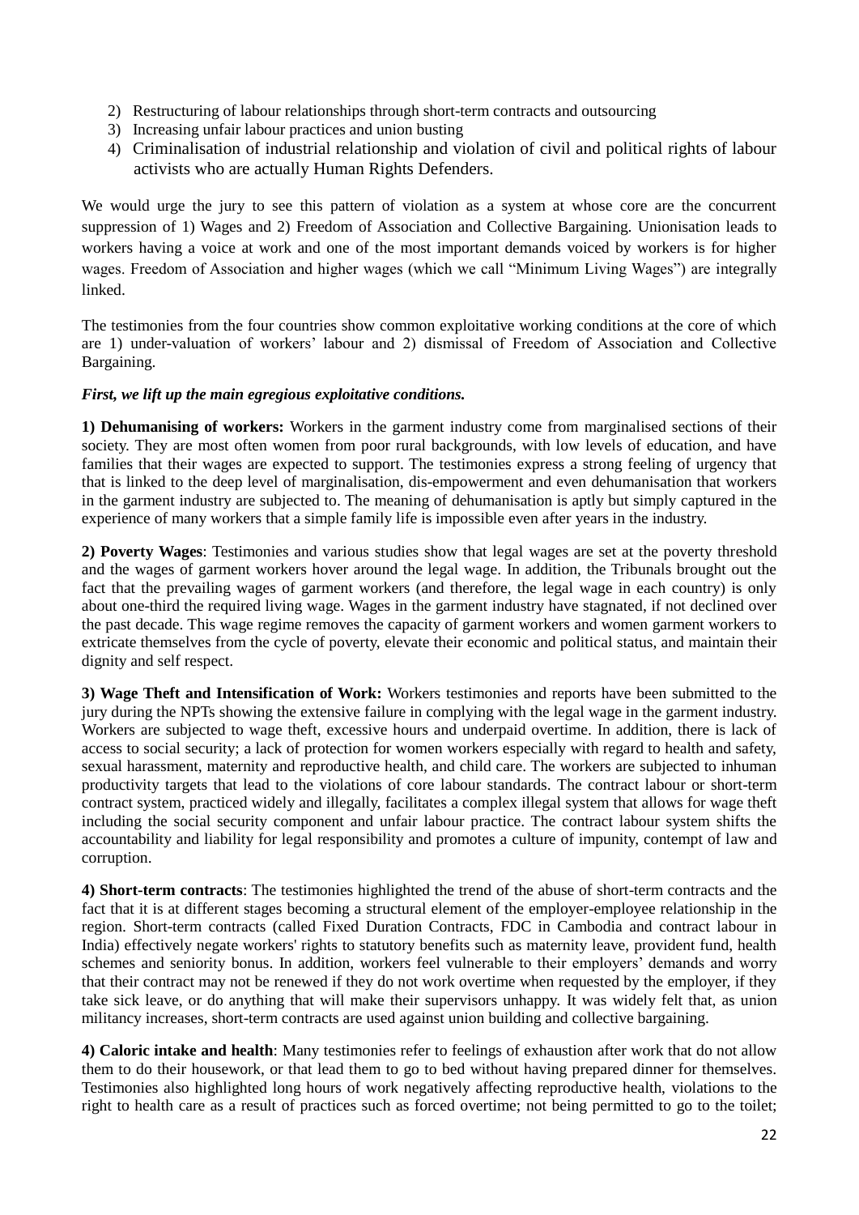2) Restructuring of labour relationships through short-term contracts and outsourcing
3) Increasing unfair labour practices and union busting
4) Criminalisation of industrial relationship and violation of civil and political rights of labour activists who are actually Human Rights Defenders.

We would urge the jury to see this pattern of violation as a system at whose core are the concurrent suppression of 1) Wages and 2) Freedom of Association and Collective Bargaining. Unionisation leads to workers having a voice at work and one of the most important demands voiced by workers is for higher wages. Freedom of Association and higher wages (which we call "Minimum Living Wages") are integrally linked.

The testimonies from the four countries show common exploitative working conditions at the core of which are 1) under-valuation of workers' labour and 2) dismissal of Freedom of Association and Collective Bargaining.

***First, we lift up the main egregious exploitative conditions.***

**1) Dehumanising of workers:** Workers in the garment industry come from marginalised sections of their society. They are most often women from poor rural backgrounds, with low levels of education, and have families that their wages are expected to support. The testimonies express a strong feeling of urgency that is linked to the deep level of marginalisation, dis-empowerment and even dehumanisation that workers in the garment industry are subjected to. The meaning of dehumanisation is aptly but simply captured in the experience of many workers that a simple family life is impossible even after years in the industry.

**2) Poverty Wages**: Testimonies and various studies show that legal wages are set at the poverty threshold and the wages of garment workers hover around the legal wage. In addition, the Tribunals brought out the fact that the prevailing wages of garment workers (and therefore, the legal wage in each country) is only about one-third the required living wage. Wages in the garment industry have stagnated, if not declined over the past decade. This wage regime removes the capacity of garment workers and women garment workers to extricate themselves from the cycle of poverty, elevate their economic and political status, and maintain their dignity and self respect.

**3) Wage Theft and Intensification of Work:** Workers testimonies and reports have been submitted to the jury during the NPTs showing the extensive failure in complying with the legal wage in the garment industry. Workers are subjected to wage theft, excessive hours and underpaid overtime. In addition, there is lack of access to social security; a lack of protection for women workers especially with regard to health and safety, sexual harassment, maternity and reproductive health, and child care. The workers are subjected to inhuman productivity targets that lead to the violations of core labour standards. The contract labour or short-term contract system, practiced widely and illegally, facilitates a complex illegal system that allows for wage theft including the social security component and unfair labour practice. The contract labour system shifts the accountability and liability for legal responsibility and promotes a culture of impunity, contempt of law and corruption.

**4) Short-term contracts**: The testimonies highlighted the trend of the abuse of short-term contracts and the fact that it is at different stages becoming a structural element of the employer-employee relationship in the region. Short-term contracts (called Fixed Duration Contracts, FDC in Cambodia and contract labour in India) effectively negate workers' rights to statutory benefits such as maternity leave, provident fund, health schemes and seniority bonus. In addition, workers feel vulnerable to their employers' demands and worry that their contract may not be renewed if they do not work overtime when requested by the employer, if they take sick leave, or do anything that will make their supervisors unhappy. It was widely felt that, as union militancy increases, short-term contracts are used against union building and collective bargaining.

**4) Caloric intake and health**: Many testimonies refer to feelings of exhaustion after work that do not allow them to do their housework, or that lead them to go to bed without having prepared dinner for themselves. Testimonies also highlighted long hours of work negatively affecting reproductive health, violations to the right to health care as a result of practices such as forced overtime; not being permitted to go to the toilet;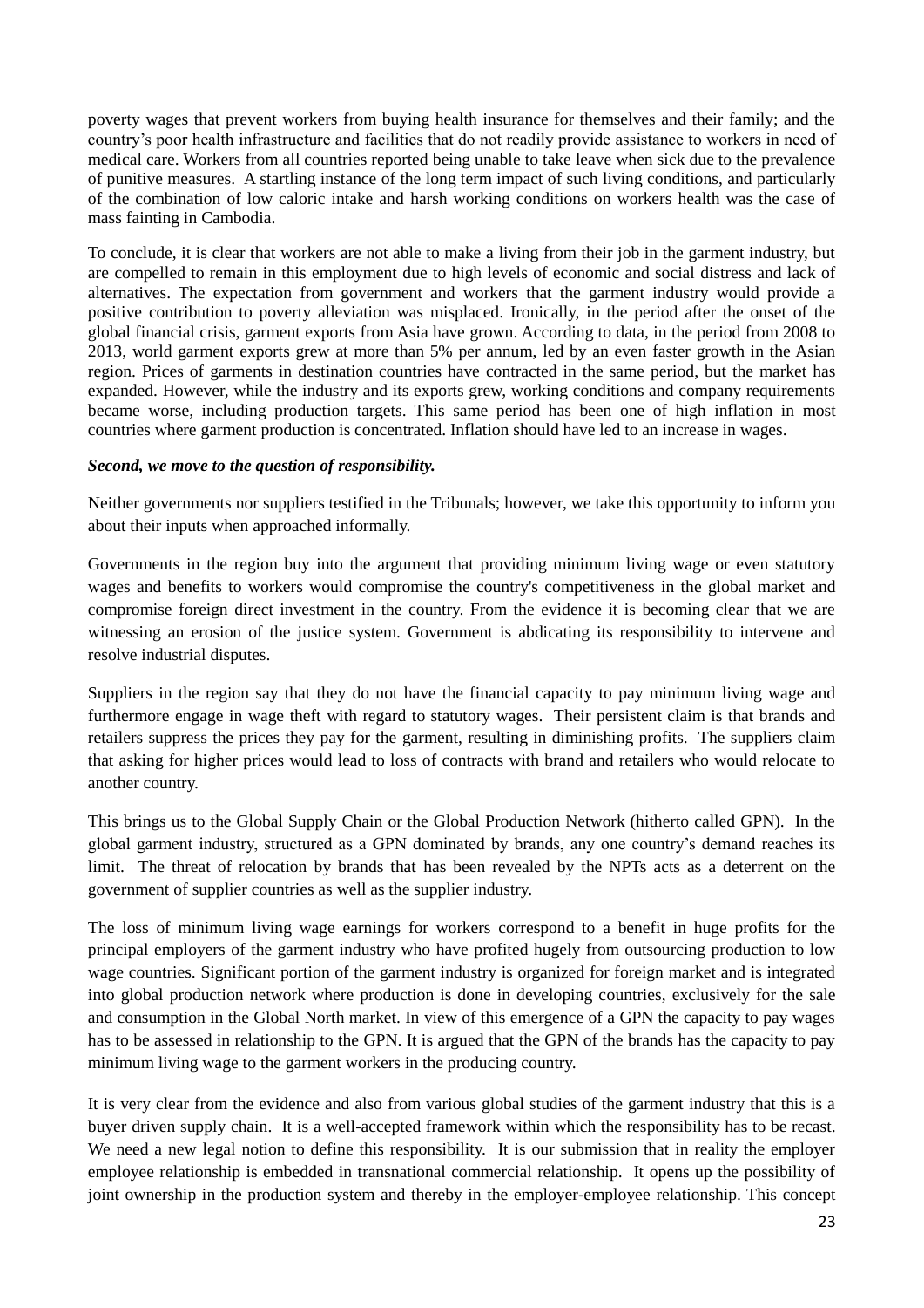poverty wages that prevent workers from buying health insurance for themselves and their family; and the country's poor health infrastructure and facilities that do not readily provide assistance to workers in need of medical care. Workers from all countries reported being unable to take leave when sick due to the prevalence of punitive measures. A startling instance of the long term impact of such living conditions, and particularly of the combination of low caloric intake and harsh working conditions on workers health was the case of mass fainting in Cambodia.

To conclude, it is clear that workers are not able to make a living from their job in the garment industry, but are compelled to remain in this employment due to high levels of economic and social distress and lack of alternatives. The expectation from government and workers that the garment industry would provide a positive contribution to poverty alleviation was misplaced. Ironically, in the period after the onset of the global financial crisis, garment exports from Asia have grown. According to data, in the period from 2008 to 2013, world garment exports grew at more than 5% per annum, led by an even faster growth in the Asian region. Prices of garments in destination countries have contracted in the same period, but the market has expanded. However, while the industry and its exports grew, working conditions and company requirements became worse, including production targets. This same period has been one of high inflation in most countries where garment production is concentrated. Inflation should have led to an increase in wages.

***Second, we move to the question of responsibility.***

Neither governments nor suppliers testified in the Tribunals; however, we take this opportunity to inform you about their inputs when approached informally.

Governments in the region buy into the argument that providing minimum living wage or even statutory wages and benefits to workers would compromise the country's competitiveness in the global market and compromise foreign direct investment in the country. From the evidence it is becoming clear that we are witnessing an erosion of the justice system. Government is abdicating its responsibility to intervene and resolve industrial disputes.

Suppliers in the region say that they do not have the financial capacity to pay minimum living wage and furthermore engage in wage theft with regard to statutory wages. Their persistent claim is that brands and retailers suppress the prices they pay for the garment, resulting in diminishing profits. The suppliers claim that asking for higher prices would lead to loss of contracts with brand and retailers who would relocate to another country.

This brings us to the Global Supply Chain or the Global Production Network (hitherto called GPN). In the global garment industry, structured as a GPN dominated by brands, any one country's demand reaches its limit. The threat of relocation by brands that has been revealed by the NPTs acts as a deterrent on the government of supplier countries as well as the supplier industry.

The loss of minimum living wage earnings for workers correspond to a benefit in huge profits for the principal employers of the garment industry who have profited hugely from outsourcing production to low wage countries. Significant portion of the garment industry is organized for foreign market and is integrated into global production network where production is done in developing countries, exclusively for the sale and consumption in the Global North market. In view of this emergence of a GPN the capacity to pay wages has to be assessed in relationship to the GPN. It is argued that the GPN of the brands has the capacity to pay minimum living wage to the garment workers in the producing country.

It is very clear from the evidence and also from various global studies of the garment industry that this is a buyer driven supply chain. It is a well-accepted framework within which the responsibility has to be recast. We need a new legal notion to define this responsibility. It is our submission that in reality the employer employee relationship is embedded in transnational commercial relationship. It opens up the possibility of joint ownership in the production system and thereby in the employer-employee relationship. This concept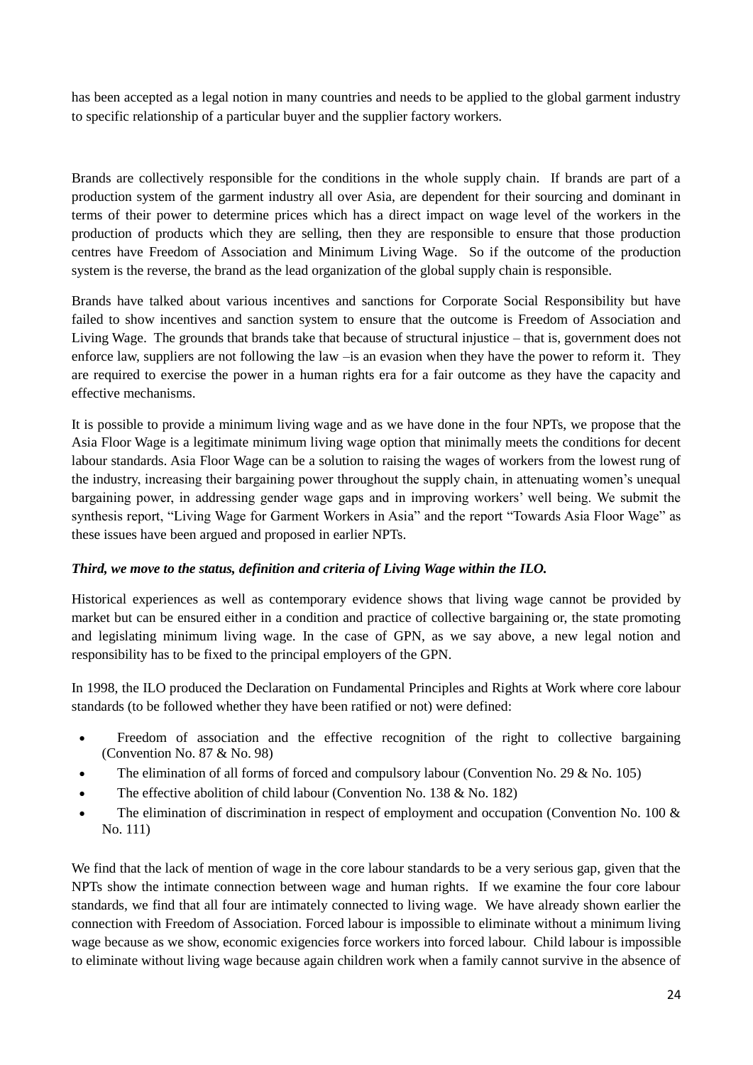has been accepted as a legal notion in many countries and needs to be applied to the global garment industry to specific relationship of a particular buyer and the supplier factory workers.

Brands are collectively responsible for the conditions in the whole supply chain. If brands are part of a production system of the garment industry all over Asia, are dependent for their sourcing and dominant in terms of their power to determine prices which has a direct impact on wage level of the workers in the production of products which they are selling, then they are responsible to ensure that those production centres have Freedom of Association and Minimum Living Wage. So if the outcome of the production system is the reverse, the brand as the lead organization of the global supply chain is responsible.

Brands have talked about various incentives and sanctions for Corporate Social Responsibility but have failed to show incentives and sanction system to ensure that the outcome is Freedom of Association and Living Wage. The grounds that brands take that because of structural injustice – that is, government does not enforce law, suppliers are not following the law –is an evasion when they have the power to reform it. They are required to exercise the power in a human rights era for a fair outcome as they have the capacity and effective mechanisms.

It is possible to provide a minimum living wage and as we have done in the four NPTs, we propose that the Asia Floor Wage is a legitimate minimum living wage option that minimally meets the conditions for decent labour standards. Asia Floor Wage can be a solution to raising the wages of workers from the lowest rung of the industry, increasing their bargaining power throughout the supply chain, in attenuating women's unequal bargaining power, in addressing gender wage gaps and in improving workers' well being. We submit the synthesis report, "Living Wage for Garment Workers in Asia" and the report "Towards Asia Floor Wage" as these issues have been argued and proposed in earlier NPTs.

***Third, we move to the status, definition and criteria of Living Wage within the ILO.***

Historical experiences as well as contemporary evidence shows that living wage cannot be provided by market but can be ensured either in a condition and practice of collective bargaining or, the state promoting and legislating minimum living wage. In the case of GPN, as we say above, a new legal notion and responsibility has to be fixed to the principal employers of the GPN.

In 1998, the ILO produced the Declaration on Fundamental Principles and Rights at Work where core labour standards (to be followed whether they have been ratified or not) were defined:

- Freedom of association and the effective recognition of the right to collective bargaining (Convention No. 87 & No. 98)
- The elimination of all forms of forced and compulsory labour (Convention No. 29 & No. 105)
- The effective abolition of child labour (Convention No. 138 & No. 182)
- The elimination of discrimination in respect of employment and occupation (Convention No. 100 & No. 111)

We find that the lack of mention of wage in the core labour standards to be a very serious gap, given that the NPTs show the intimate connection between wage and human rights. If we examine the four core labour standards, we find that all four are intimately connected to living wage. We have already shown earlier the connection with Freedom of Association. Forced labour is impossible to eliminate without a minimum living wage because as we show, economic exigencies force workers into forced labour. Child labour is impossible to eliminate without living wage because again children work when a family cannot survive in the absence of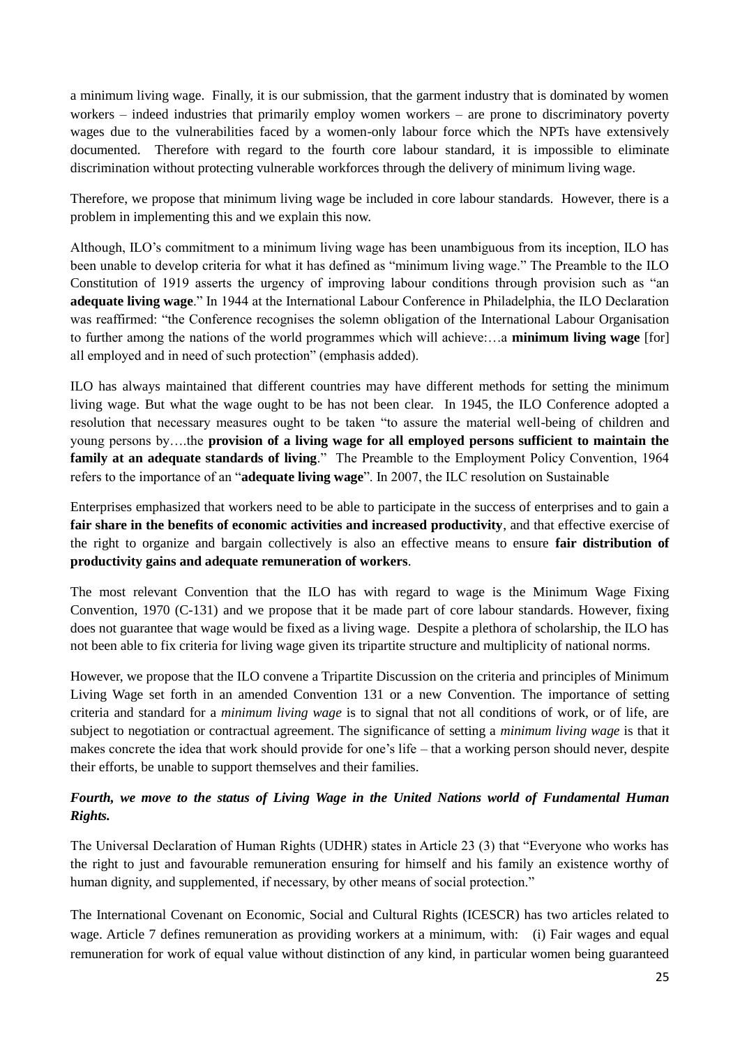a minimum living wage. Finally, it is our submission, that the garment industry that is dominated by women workers – indeed industries that primarily employ women workers – are prone to discriminatory poverty wages due to the vulnerabilities faced by a women-only labour force which the NPTs have extensively documented. Therefore with regard to the fourth core labour standard, it is impossible to eliminate discrimination without protecting vulnerable workforces through the delivery of minimum living wage.

Therefore, we propose that minimum living wage be included in core labour standards. However, there is a problem in implementing this and we explain this now.

Although, ILO's commitment to a minimum living wage has been unambiguous from its inception, ILO has been unable to develop criteria for what it has defined as "minimum living wage." The Preamble to the ILO Constitution of 1919 asserts the urgency of improving labour conditions through provision such as "an **adequate living wage**." In 1944 at the International Labour Conference in Philadelphia, the ILO Declaration was reaffirmed: "the Conference recognises the solemn obligation of the International Labour Organisation to further among the nations of the world programmes which will achieve:…a **minimum living wage** [for] all employed and in need of such protection" (emphasis added).

ILO has always maintained that different countries may have different methods for setting the minimum living wage. But what the wage ought to be has not been clear. In 1945, the ILO Conference adopted a resolution that necessary measures ought to be taken "to assure the material well-being of children and young persons by….the **provision of a living wage for all employed persons sufficient to maintain the family at an adequate standards of living**." The Preamble to the Employment Policy Convention, 1964 refers to the importance of an "**adequate living wage**". In 2007, the ILC resolution on Sustainable

Enterprises emphasized that workers need to be able to participate in the success of enterprises and to gain a **fair share in the benefits of economic activities and increased productivity**, and that effective exercise of the right to organize and bargain collectively is also an effective means to ensure **fair distribution of productivity gains and adequate remuneration of workers**.

The most relevant Convention that the ILO has with regard to wage is the Minimum Wage Fixing Convention, 1970 (C-131) and we propose that it be made part of core labour standards. However, fixing does not guarantee that wage would be fixed as a living wage. Despite a plethora of scholarship, the ILO has not been able to fix criteria for living wage given its tripartite structure and multiplicity of national norms.

However, we propose that the ILO convene a Tripartite Discussion on the criteria and principles of Minimum Living Wage set forth in an amended Convention 131 or a new Convention. The importance of setting criteria and standard for a *minimum living wage* is to signal that not all conditions of work, or of life, are subject to negotiation or contractual agreement. The significance of setting a *minimum living wage* is that it makes concrete the idea that work should provide for one's life – that a working person should never, despite their efforts, be unable to support themselves and their families.

***Fourth, we move to the status of Living Wage in the United Nations world of Fundamental Human Rights.***

The Universal Declaration of Human Rights (UDHR) states in Article 23 (3) that "Everyone who works has the right to just and favourable remuneration ensuring for himself and his family an existence worthy of human dignity, and supplemented, if necessary, by other means of social protection."

The International Covenant on Economic, Social and Cultural Rights (ICESCR) has two articles related to wage. Article 7 defines remuneration as providing workers at a minimum, with: (i) Fair wages and equal remuneration for work of equal value without distinction of any kind, in particular women being guaranteed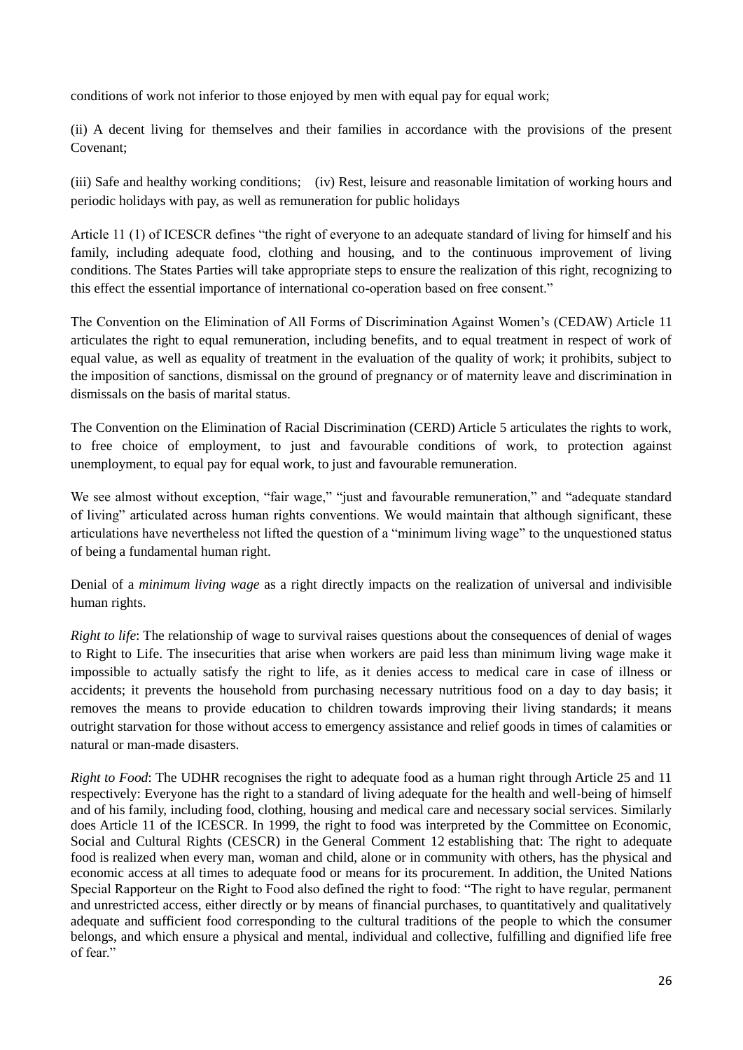conditions of work not inferior to those enjoyed by men with equal pay for equal work;

(ii) A decent living for themselves and their families in accordance with the provisions of the present Covenant;

(iii) Safe and healthy working conditions; (iv) Rest, leisure and reasonable limitation of working hours and periodic holidays with pay, as well as remuneration for public holidays

Article 11 (1) of ICESCR defines "the right of everyone to an adequate standard of living for himself and his family, including adequate food, clothing and housing, and to the continuous improvement of living conditions. The States Parties will take appropriate steps to ensure the realization of this right, recognizing to this effect the essential importance of international co-operation based on free consent."

The Convention on the Elimination of All Forms of Discrimination Against Women's (CEDAW) Article 11 articulates the right to equal remuneration, including benefits, and to equal treatment in respect of work of equal value, as well as equality of treatment in the evaluation of the quality of work; it prohibits, subject to the imposition of sanctions, dismissal on the ground of pregnancy or of maternity leave and discrimination in dismissals on the basis of marital status.

The Convention on the Elimination of Racial Discrimination (CERD) Article 5 articulates the rights to work, to free choice of employment, to just and favourable conditions of work, to protection against unemployment, to equal pay for equal work, to just and favourable remuneration.

We see almost without exception, "fair wage," "just and favourable remuneration," and "adequate standard of living" articulated across human rights conventions. We would maintain that although significant, these articulations have nevertheless not lifted the question of a "minimum living wage" to the unquestioned status of being a fundamental human right.

Denial of a *minimum living wage* as a right directly impacts on the realization of universal and indivisible human rights.

*Right to life*: The relationship of wage to survival raises questions about the consequences of denial of wages to Right to Life. The insecurities that arise when workers are paid less than minimum living wage make it impossible to actually satisfy the right to life, as it denies access to medical care in case of illness or accidents; it prevents the household from purchasing necessary nutritious food on a day to day basis; it removes the means to provide education to children towards improving their living standards; it means outright starvation for those without access to emergency assistance and relief goods in times of calamities or natural or man-made disasters.

*Right to Food*: The UDHR recognises the right to adequate food as a human right through Article 25 and 11 respectively: Everyone has the right to a standard of living adequate for the health and well-being of himself and of his family, including food, clothing, housing and medical care and necessary social services. Similarly does Article 11 of the ICESCR. In 1999, the right to food was interpreted by the Committee on Economic, Social and Cultural Rights (CESCR) in the General Comment 12 establishing that: The right to adequate food is realized when every man, woman and child, alone or in community with others, has the physical and economic access at all times to adequate food or means for its procurement. In addition, the United Nations Special Rapporteur on the Right to Food also defined the right to food: "The right to have regular, permanent and unrestricted access, either directly or by means of financial purchases, to quantitatively and qualitatively adequate and sufficient food corresponding to the cultural traditions of the people to which the consumer belongs, and which ensure a physical and mental, individual and collective, fulfilling and dignified life free of fear."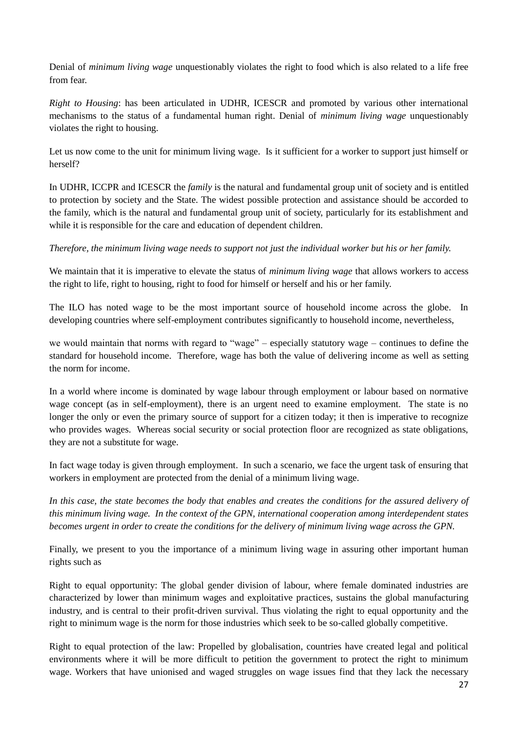Denial of *minimum living wage* unquestionably violates the right to food which is also related to a life free from fear.

*Right to Housing*: has been articulated in UDHR, ICESCR and promoted by various other international mechanisms to the status of a fundamental human right. Denial of *minimum living wage* unquestionably violates the right to housing.

Let us now come to the unit for minimum living wage. Is it sufficient for a worker to support just himself or herself?

In UDHR, ICCPR and ICESCR the *family* is the natural and fundamental group unit of society and is entitled to protection by society and the State. The widest possible protection and assistance should be accorded to the family, which is the natural and fundamental group unit of society, particularly for its establishment and while it is responsible for the care and education of dependent children.

*Therefore, the minimum living wage needs to support not just the individual worker but his or her family.*

We maintain that it is imperative to elevate the status of *minimum living wage* that allows workers to access the right to life, right to housing, right to food for himself or herself and his or her family.

The ILO has noted wage to be the most important source of household income across the globe. In developing countries where self-employment contributes significantly to household income, nevertheless,

we would maintain that norms with regard to "wage" – especially statutory wage – continues to define the standard for household income. Therefore, wage has both the value of delivering income as well as setting the norm for income.

In a world where income is dominated by wage labour through employment or labour based on normative wage concept (as in self-employment), there is an urgent need to examine employment. The state is no longer the only or even the primary source of support for a citizen today; it then is imperative to recognize who provides wages. Whereas social security or social protection floor are recognized as state obligations, they are not a substitute for wage.

In fact wage today is given through employment. In such a scenario, we face the urgent task of ensuring that workers in employment are protected from the denial of a minimum living wage.

*In this case, the state becomes the body that enables and creates the conditions for the assured delivery of this minimum living wage. In the context of the GPN, international cooperation among interdependent states becomes urgent in order to create the conditions for the delivery of minimum living wage across the GPN.*

Finally, we present to you the importance of a minimum living wage in assuring other important human rights such as

Right to equal opportunity: The global gender division of labour, where female dominated industries are characterized by lower than minimum wages and exploitative practices, sustains the global manufacturing industry, and is central to their profit-driven survival. Thus violating the right to equal opportunity and the right to minimum wage is the norm for those industries which seek to be so-called globally competitive.

Right to equal protection of the law: Propelled by globalisation, countries have created legal and political environments where it will be more difficult to petition the government to protect the right to minimum wage. Workers that have unionised and waged struggles on wage issues find that they lack the necessary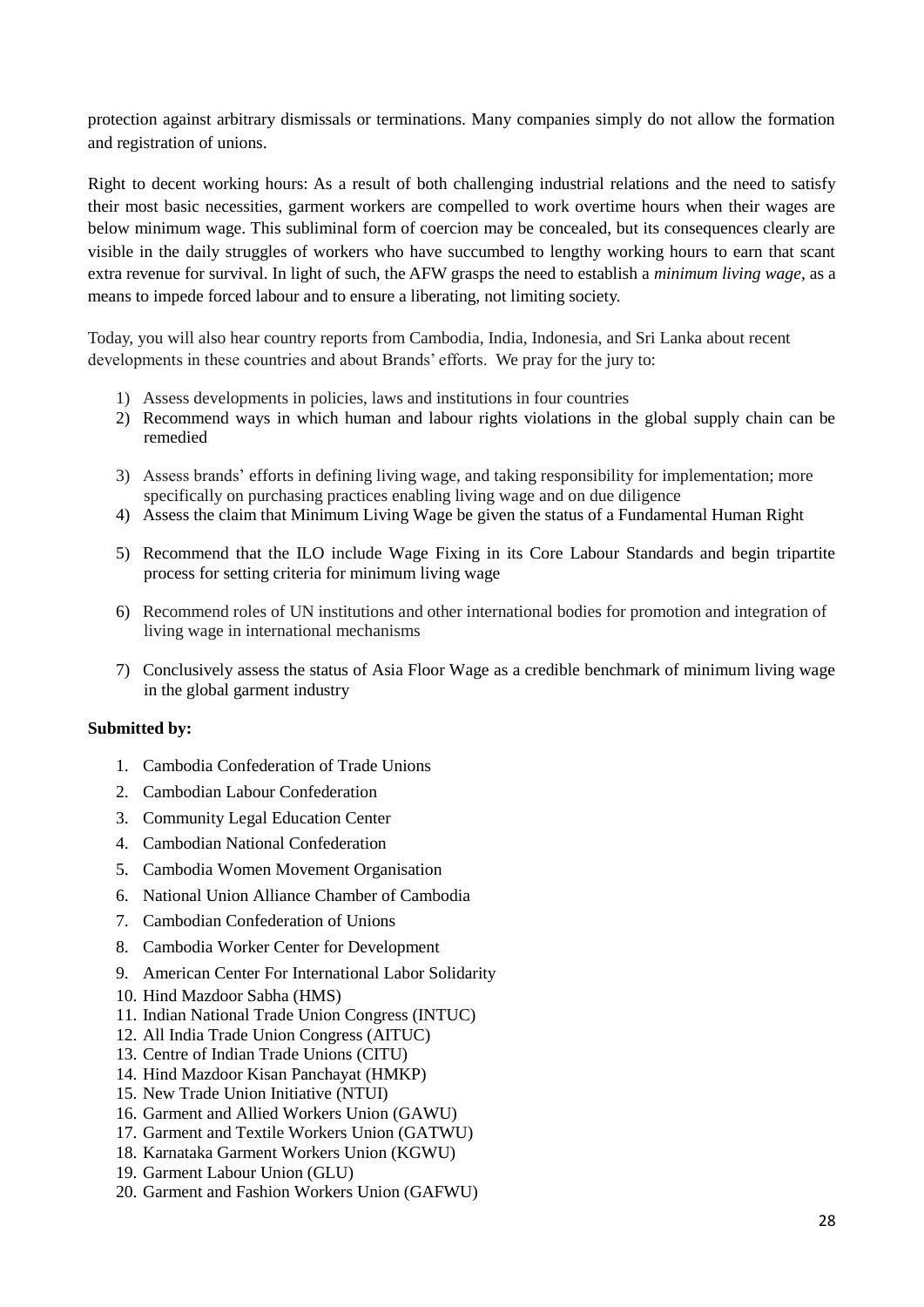protection against arbitrary dismissals or terminations. Many companies simply do not allow the formation and registration of unions.

Right to decent working hours: As a result of both challenging industrial relations and the need to satisfy their most basic necessities, garment workers are compelled to work overtime hours when their wages are below minimum wage. This subliminal form of coercion may be concealed, but its consequences clearly are visible in the daily struggles of workers who have succumbed to lengthy working hours to earn that scant extra revenue for survival. In light of such, the AFW grasps the need to establish a *minimum living wage*, as a means to impede forced labour and to ensure a liberating, not limiting society.

Today, you will also hear country reports from Cambodia, India, Indonesia, and Sri Lanka about recent developments in these countries and about Brands' efforts. We pray for the jury to:

1) Assess developments in policies, laws and institutions in four countries
2) Recommend ways in which human and labour rights violations in the global supply chain can be remedied
3) Assess brands' efforts in defining living wage, and taking responsibility for implementation; more specifically on purchasing practices enabling living wage and on due diligence
4) Assess the claim that Minimum Living Wage be given the status of a Fundamental Human Right
5) Recommend that the ILO include Wage Fixing in its Core Labour Standards and begin tripartite process for setting criteria for minimum living wage
6) Recommend roles of UN institutions and other international bodies for promotion and integration of living wage in international mechanisms
7) Conclusively assess the status of Asia Floor Wage as a credible benchmark of minimum living wage in the global garment industry

**Submitted by:**

1. Cambodia Confederation of Trade Unions
2. Cambodian Labour Confederation
3. Community Legal Education Center
4. Cambodian National Confederation
5. Cambodia Women Movement Organisation
6. National Union Alliance Chamber of Cambodia
7. Cambodian Confederation of Unions
8. Cambodia Worker Center for Development
9. American Center For International Labor Solidarity
10. Hind Mazdoor Sabha (HMS)
11. Indian National Trade Union Congress (INTUC)
12. All India Trade Union Congress (AITUC)
13. Centre of Indian Trade Unions (CITU)
14. Hind Mazdoor Kisan Panchayat (HMKP)
15. New Trade Union Initiative (NTUI)
16. Garment and Allied Workers Union (GAWU)
17. Garment and Textile Workers Union (GATWU)
18. Karnataka Garment Workers Union (KGWU)
19. Garment Labour Union (GLU)
20. Garment and Fashion Workers Union (GAFWU)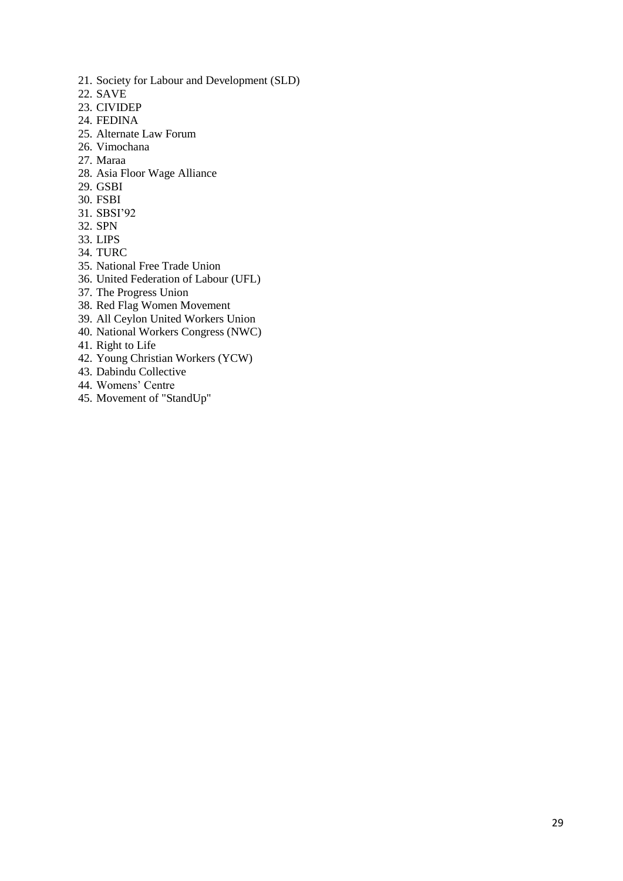21. Society for Labour and Development (SLD)
22. SAVE
23. CIVIDEP
24. FEDINA
25. Alternate Law Forum
26. Vimochana
27. Maraa
28. Asia Floor Wage Alliance
29. GSBI
30. FSBI
31. SBSI'92
32. SPN
33. LIPS
34. TURC
35. National Free Trade Union
36. United Federation of Labour (UFL)
37. The Progress Union
38. Red Flag Women Movement
39. All Ceylon United Workers Union
40. National Workers Congress (NWC)
41. Right to Life
42. Young Christian Workers (YCW)
43. Dabindu Collective
44. Womens' Centre
45. Movement of "StandUp"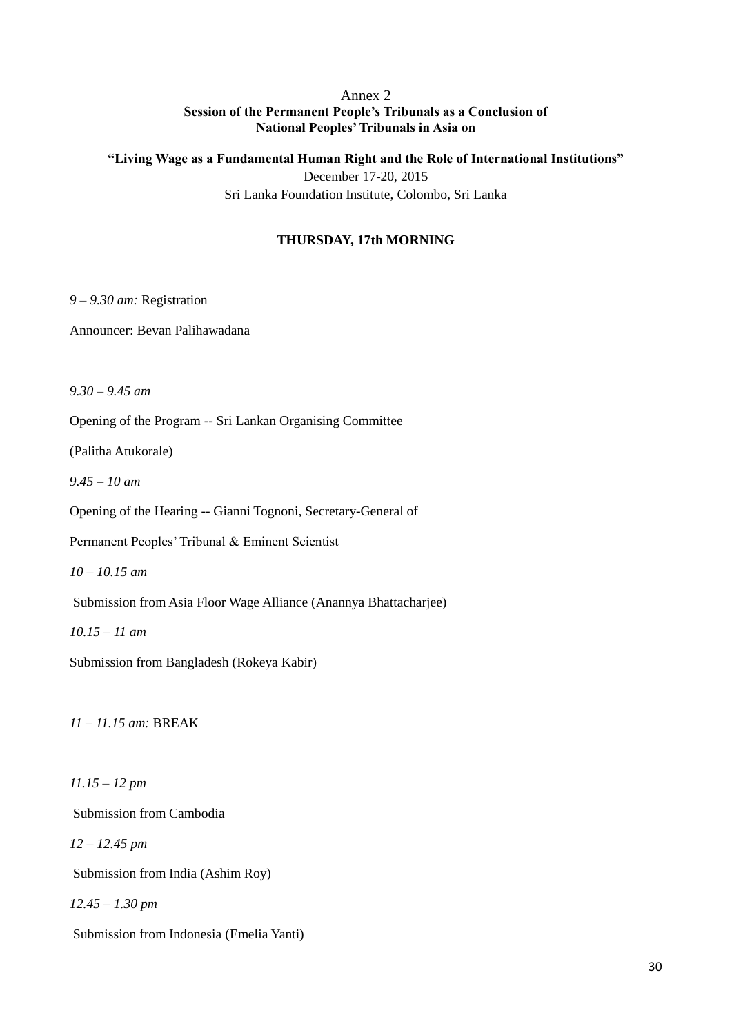Annex 2

**Session of the Permanent People's Tribunals as a Conclusion of National Peoples' Tribunals in Asia on**

**"Living Wage as a Fundamental Human Right and the Role of International Institutions"**

December 17-20, 2015

Sri Lanka Foundation Institute, Colombo, Sri Lanka

**THURSDAY, 17th MORNING**

*9 – 9.30 am:* Registration

Announcer: Bevan Palihawadana

*9.30 – 9.45 am*

Opening of the Program -- Sri Lankan Organising Committee

(Palitha Atukorale)

*9.45 – 10 am*

Opening of the Hearing -- Gianni Tognoni, Secretary-General of

Permanent Peoples' Tribunal & Eminent Scientist

*10 – 10.15 am*

Submission from Asia Floor Wage Alliance (Anannya Bhattacharjee)

*10.15 – 11 am*

Submission from Bangladesh (Rokeya Kabir)

*11 – 11.15 am:* BREAK

*11.15 – 12 pm*

Submission from Cambodia

*12 – 12.45 pm*

Submission from India (Ashim Roy)

*12.45 – 1.30 pm*

Submission from Indonesia (Emelia Yanti)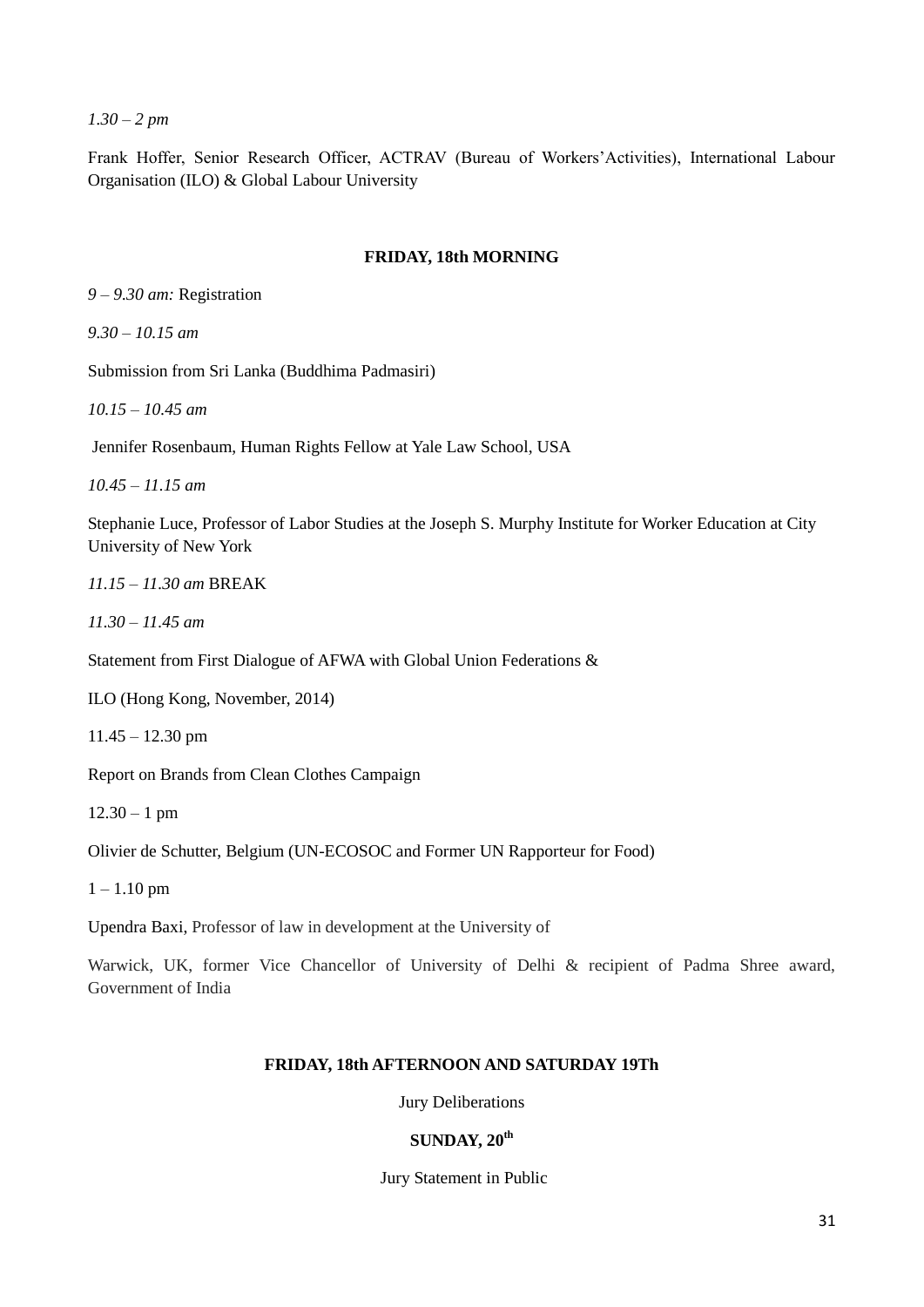*1.30 – 2 pm*

Frank Hoffer, Senior Research Officer, ACTRAV (Bureau of Workers'Activities), International Labour Organisation (ILO) & Global Labour University

**FRIDAY, 18th MORNING**

*9 – 9.30 am:* Registration

*9.30 – 10.15 am*

Submission from Sri Lanka (Buddhima Padmasiri)

*10.15 – 10.45 am*

Jennifer Rosenbaum, Human Rights Fellow at Yale Law School, USA

*10.45 – 11.15 am*

Stephanie Luce, Professor of Labor Studies at the Joseph S. Murphy Institute for Worker Education at City University of New York

*11.15 – 11.30 am* BREAK

*11.30 – 11.45 am*

Statement from First Dialogue of AFWA with Global Union Federations &

ILO (Hong Kong, November, 2014)

11.45 – 12.30 pm

Report on Brands from Clean Clothes Campaign

12.30 – 1 pm

Olivier de Schutter, Belgium (UN-ECOSOC and Former UN Rapporteur for Food)

1 – 1.10 pm

Upendra Baxi, Professor of law in development at the University of

Warwick, UK, former Vice Chancellor of University of Delhi & recipient of Padma Shree award, Government of India

**FRIDAY, 18th AFTERNOON AND SATURDAY 19Th**

Jury Deliberations

**SUNDAY, 20th**

Jury Statement in Public